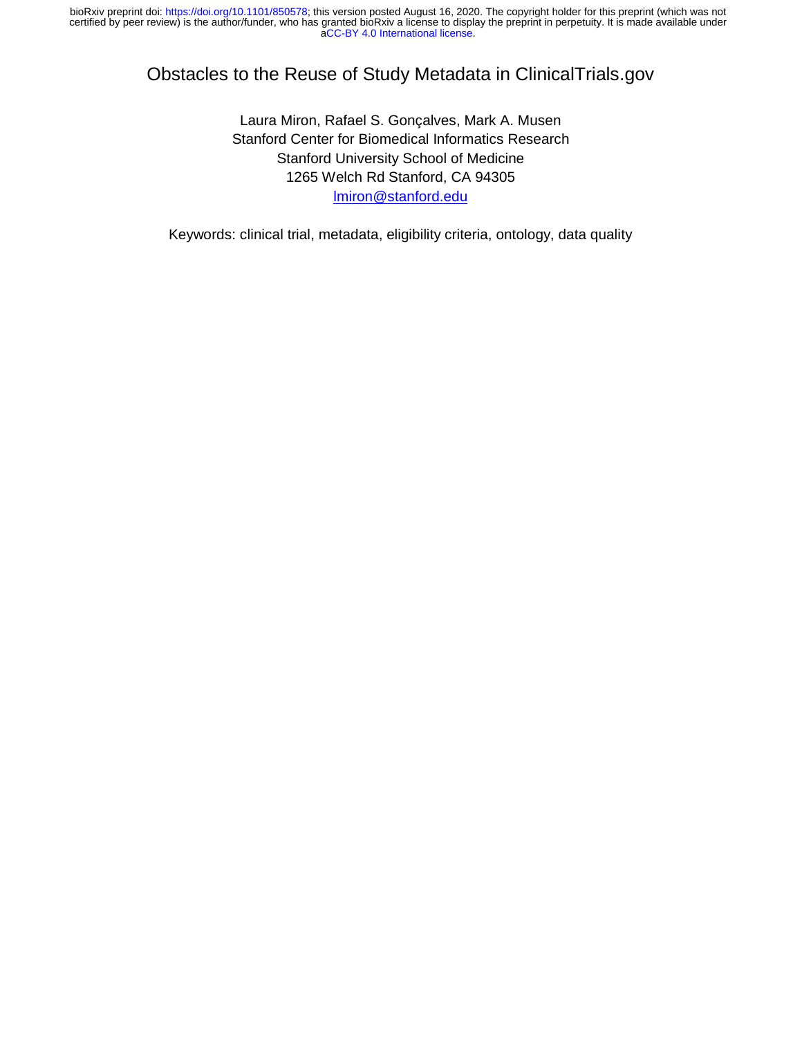# Obstacles to the Reuse of Study Metadata in ClinicalTrials.gov

Laura Miron, Rafael S. Gonçalves, Mark A. Musen

Stanford Center for Biomedical Informatics Research

Stanford University School of Medicine

1265 Welch Rd Stanford, CA 94305

lmiron@stanford.edu

Keywords: clinical trial, metadata, eligibility criteria, ontology, data quality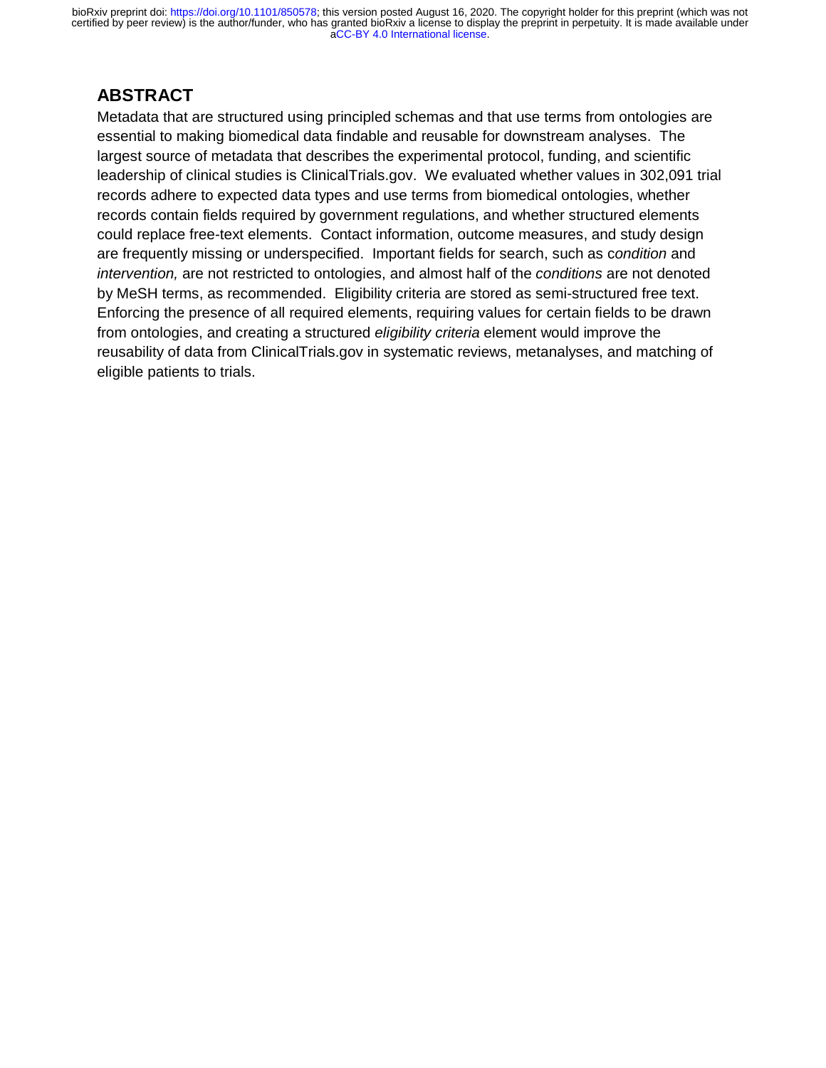## ABSTRACT

Metadata that are structured using principled schemas and that use terms from ontologies are essential to making biomedical data findable and reusable for downstream analyses. The largest source of metadata that describes the experimental protocol, funding, and scientific leadership of clinical studies is ClinicalTrials.gov. We evaluated whether values in 302,091 trial records adhere to expected data types and use terms from biomedical ontologies, whether records contain fields required by government regulations, and whether structured elements could replace free-text elements. Contact information, outcome measures, and study design are frequently missing or underspecified. Important fields for search, such as c*ondition* and *intervention,* are not restricted to ontologies, and almost half of the *conditions* are not denoted by MeSH terms, as recommended. Eligibility criteria are stored as semi-structured free text. Enforcing the presence of all required elements, requiring values for certain fields to be drawn from ontologies, and creating a structured *eligibility criteria* element would improve the reusability of data from ClinicalTrials.gov in systematic reviews, metanalyses, and matching of eligible patients to trials.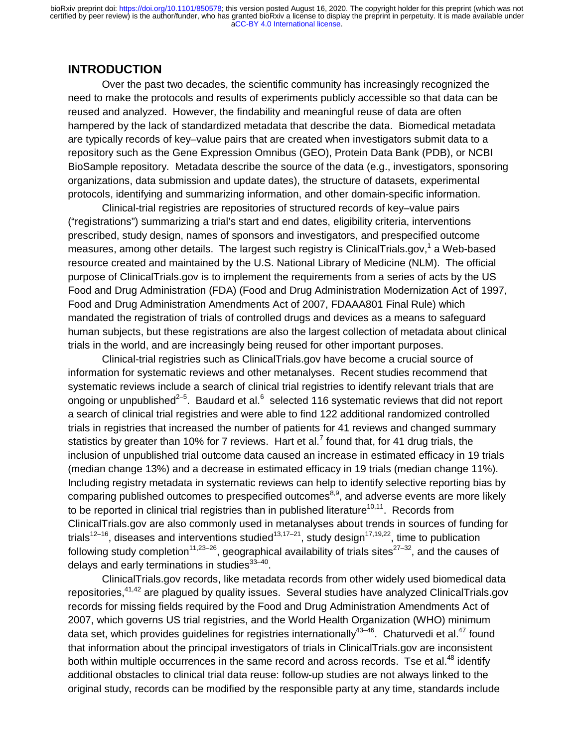## INTRODUCTION

Over the past two decades, the scientific community has increasingly recognized the need to make the protocols and results of experiments publicly accessible so that data can be reused and analyzed. However, the findability and meaningful reuse of data are often hampered by the lack of standardized metadata that describe the data. Biomedical metadata are typically records of key–value pairs that are created when investigators submit data to a repository such as the Gene Expression Omnibus (GEO), Protein Data Bank (PDB), or NCBI BioSample repository. Metadata describe the source of the data (e.g., investigators, sponsoring organizations, data submission and update dates), the structure of datasets, experimental protocols, identifying and summarizing information, and other domain-specific information.

Clinical-trial registries are repositories of structured records of key–value pairs ("registrations") summarizing a trial's start and end dates, eligibility criteria, interventions prescribed, study design, names of sponsors and investigators, and prespecified outcome measures, among other details. The largest such registry is ClinicalTrials.gov,[1] a Web-based resource created and maintained by the U.S. National Library of Medicine (NLM). The official purpose of ClinicalTrials.gov is to implement the requirements from a series of acts by the US Food and Drug Administration (FDA) (Food and Drug Administration Modernization Act of 1997, Food and Drug Administration Amendments Act of 2007, FDAAA801 Final Rule) which mandated the registration of trials of controlled drugs and devices as a means to safeguard human subjects, but these registrations are also the largest collection of metadata about clinical trials in the world, and are increasingly being reused for other important purposes.

Clinical-trial registries such as ClinicalTrials.gov have become a crucial source of information for systematic reviews and other metanalyses. Recent studies recommend that systematic reviews include a search of clinical trial registries to identify relevant trials that are ongoing or unpublished[2–5]. Baudard et al.[6] selected 116 systematic reviews that did not report a search of clinical trial registries and were able to find 122 additional randomized controlled trials in registries that increased the number of patients for 41 reviews and changed summary statistics by greater than 10% for 7 reviews. Hart et al.[7] found that, for 41 drug trials, the inclusion of unpublished trial outcome data caused an increase in estimated efficacy in 19 trials (median change 13%) and a decrease in estimated efficacy in 19 trials (median change 11%). Including registry metadata in systematic reviews can help to identify selective reporting bias by comparing published outcomes to prespecified outcomes[8,9], and adverse events are more likely to be reported in clinical trial registries than in published literature[10,11]. Records from ClinicalTrials.gov are also commonly used in metanalyses about trends in sources of funding for trials[12–16], diseases and interventions studied[13,17–21], study design[17,19,22], time to publication following study completion[11,23–26], geographical availability of trials sites[27–32], and the causes of delays and early terminations in studies[33–40].

ClinicalTrials.gov records, like metadata records from other widely used biomedical data repositories,[41,42] are plagued by quality issues. Several studies have analyzed ClinicalTrials.gov records for missing fields required by the Food and Drug Administration Amendments Act of 2007, which governs US trial registries, and the World Health Organization (WHO) minimum data set, which provides guidelines for registries internationally[43–46]. Chaturvedi et al.[47] found that information about the principal investigators of trials in ClinicalTrials.gov are inconsistent both within multiple occurrences in the same record and across records. Tse et al.[48] identify additional obstacles to clinical trial data reuse: follow-up studies are not always linked to the original study, records can be modified by the responsible party at any time, standards include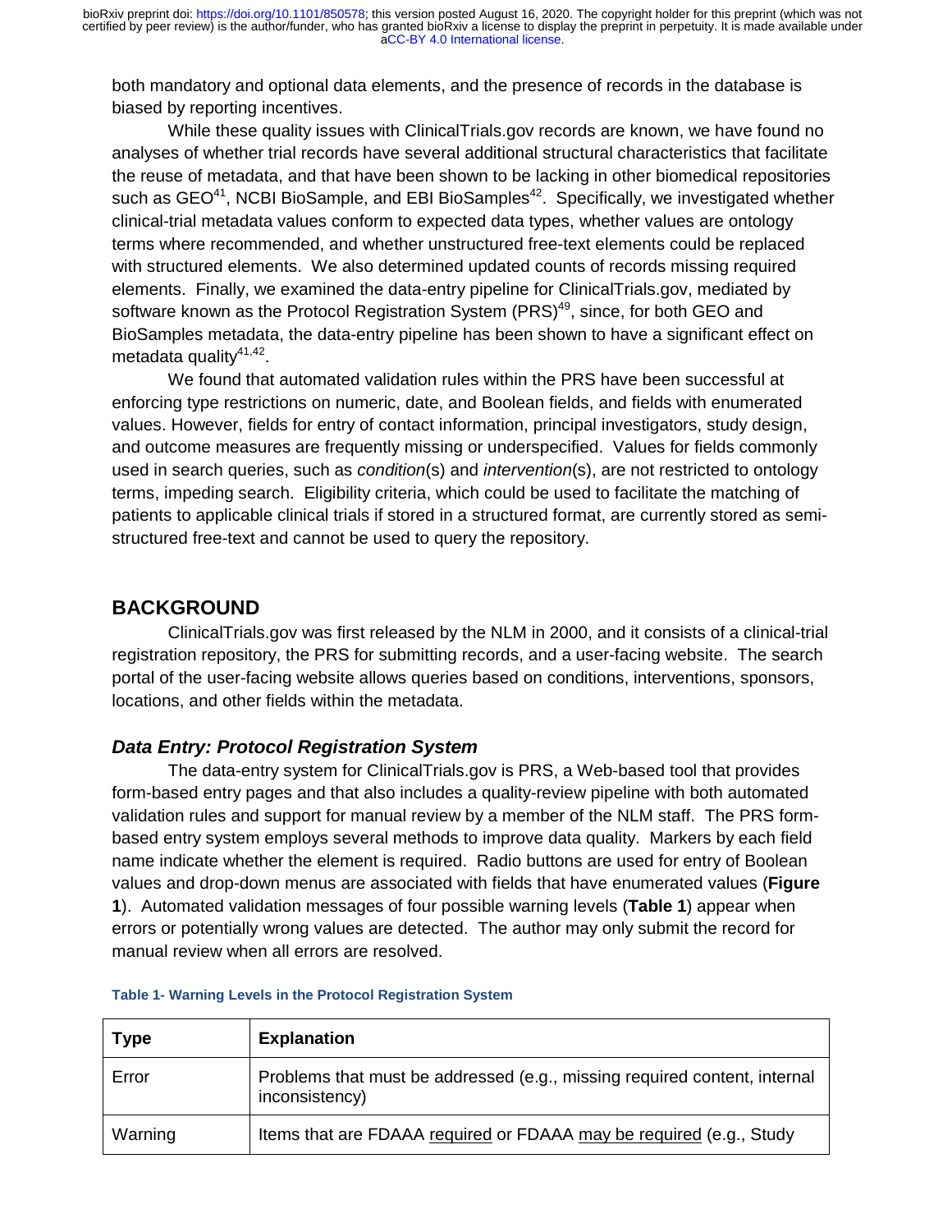both mandatory and optional data elements, and the presence of records in the database is biased by reporting incentives.

While these quality issues with ClinicalTrials.gov records are known, we have found no analyses of whether trial records have several additional structural characteristics that facilitate the reuse of metadata, and that have been shown to be lacking in other biomedical repositories such as GEO[41], NCBI BioSample, and EBI BioSamples[42]. Specifically, we investigated whether clinical-trial metadata values conform to expected data types, whether values are ontology terms where recommended, and whether unstructured free-text elements could be replaced with structured elements. We also determined updated counts of records missing required elements. Finally, we examined the data-entry pipeline for ClinicalTrials.gov, mediated by software known as the Protocol Registration System (PRS)[49], since, for both GEO and BioSamples metadata, the data-entry pipeline has been shown to have a significant effect on metadata quality[41,42].

We found that automated validation rules within the PRS have been successful at enforcing type restrictions on numeric, date, and Boolean fields, and fields with enumerated values. However, fields for entry of contact information, principal investigators, study design, and outcome measures are frequently missing or underspecified. Values for fields commonly used in search queries, such as *condition*(s) and *intervention*(s), are not restricted to ontology terms, impeding search. Eligibility criteria, which could be used to facilitate the matching of patients to applicable clinical trials if stored in a structured format, are currently stored as semi-structured free-text and cannot be used to query the repository.

## BACKGROUND

ClinicalTrials.gov was first released by the NLM in 2000, and it consists of a clinical-trial registration repository, the PRS for submitting records, and a user-facing website. The search portal of the user-facing website allows queries based on conditions, interventions, sponsors, locations, and other fields within the metadata.

### *Data Entry: Protocol Registration System*

The data-entry system for ClinicalTrials.gov is PRS, a Web-based tool that provides form-based entry pages and that also includes a quality-review pipeline with both automated validation rules and support for manual review by a member of the NLM staff. The PRS form-based entry system employs several methods to improve data quality. Markers by each field name indicate whether the element is required. Radio buttons are used for entry of Boolean values and drop-down menus are associated with fields that have enumerated values (**Figure 1**). Automated validation messages of four possible warning levels (**Table 1**) appear when errors or potentially wrong values are detected. The author may only submit the record for manual review when all errors are resolved.

**Table 1- Warning Levels in the Protocol Registration System**

| Type | Explanation |
|---|---|
| Error | Problems that must be addressed (e.g., missing required content, internal inconsistency) |
| Warning | Items that are FDAAA required or FDAAA may be required (e.g., Study |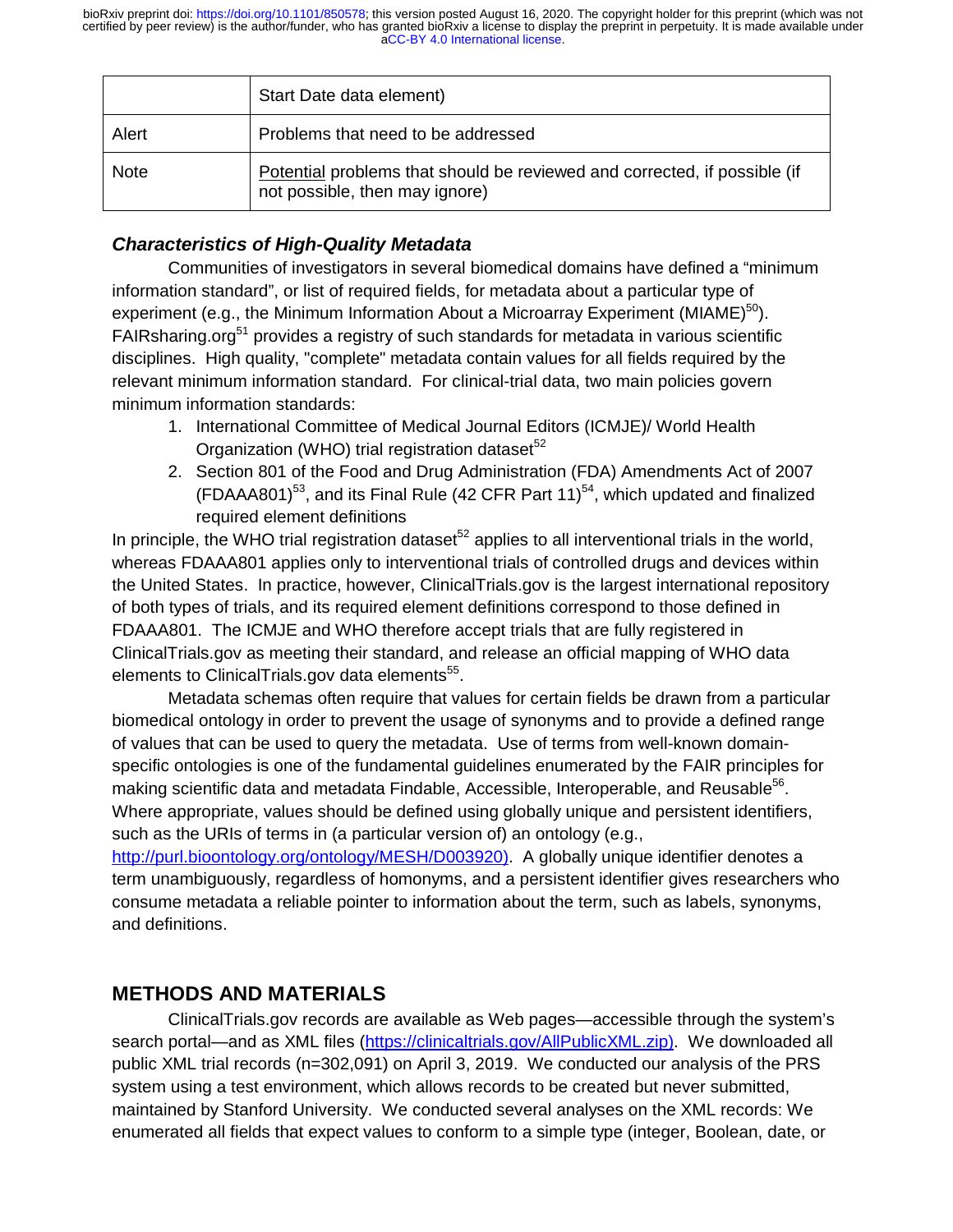|  | Start Date data element) |
| --- | --- |
| Alert | Problems that need to be addressed |
| Note | Potential problems that should be reviewed and corrected, if possible (if not possible, then may ignore) |

### *Characteristics of High-Quality Metadata*

Communities of investigators in several biomedical domains have defined a "minimum information standard", or list of required fields, for metadata about a particular type of experiment (e.g., the Minimum Information About a Microarray Experiment (MIAME)[50]). FAIRsharing.org[51] provides a registry of such standards for metadata in various scientific disciplines. High quality, "complete" metadata contain values for all fields required by the relevant minimum information standard. For clinical-trial data, two main policies govern minimum information standards:

1. International Committee of Medical Journal Editors (ICMJE)/ World Health Organization (WHO) trial registration dataset[52]
2. Section 801 of the Food and Drug Administration (FDA) Amendments Act of 2007 (FDAAA801)[53], and its Final Rule (42 CFR Part 11)[54], which updated and finalized required element definitions

In principle, the WHO trial registration dataset[52] applies to all interventional trials in the world, whereas FDAAA801 applies only to interventional trials of controlled drugs and devices within the United States. In practice, however, ClinicalTrials.gov is the largest international repository of both types of trials, and its required element definitions correspond to those defined in FDAAA801. The ICMJE and WHO therefore accept trials that are fully registered in ClinicalTrials.gov as meeting their standard, and release an official mapping of WHO data elements to ClinicalTrials.gov data elements[55].

Metadata schemas often require that values for certain fields be drawn from a particular biomedical ontology in order to prevent the usage of synonyms and to provide a defined range of values that can be used to query the metadata. Use of terms from well-known domain-specific ontologies is one of the fundamental guidelines enumerated by the FAIR principles for making scientific data and metadata Findable, Accessible, Interoperable, and Reusable[56]. Where appropriate, values should be defined using globally unique and persistent identifiers, such as the URIs of terms in (a particular version of) an ontology (e.g., http://purl.bioontology.org/ontology/MESH/D003920). A globally unique identifier denotes a term unambiguously, regardless of homonyms, and a persistent identifier gives researchers who consume metadata a reliable pointer to information about the term, such as labels, synonyms, and definitions.

## METHODS AND MATERIALS

ClinicalTrials.gov records are available as Web pages—accessible through the system's search portal—and as XML files (https://clinicaltrials.gov/AllPublicXML.zip). We downloaded all public XML trial records (n=302,091) on April 3, 2019. We conducted our analysis of the PRS system using a test environment, which allows records to be created but never submitted, maintained by Stanford University. We conducted several analyses on the XML records: We enumerated all fields that expect values to conform to a simple type (integer, Boolean, date, or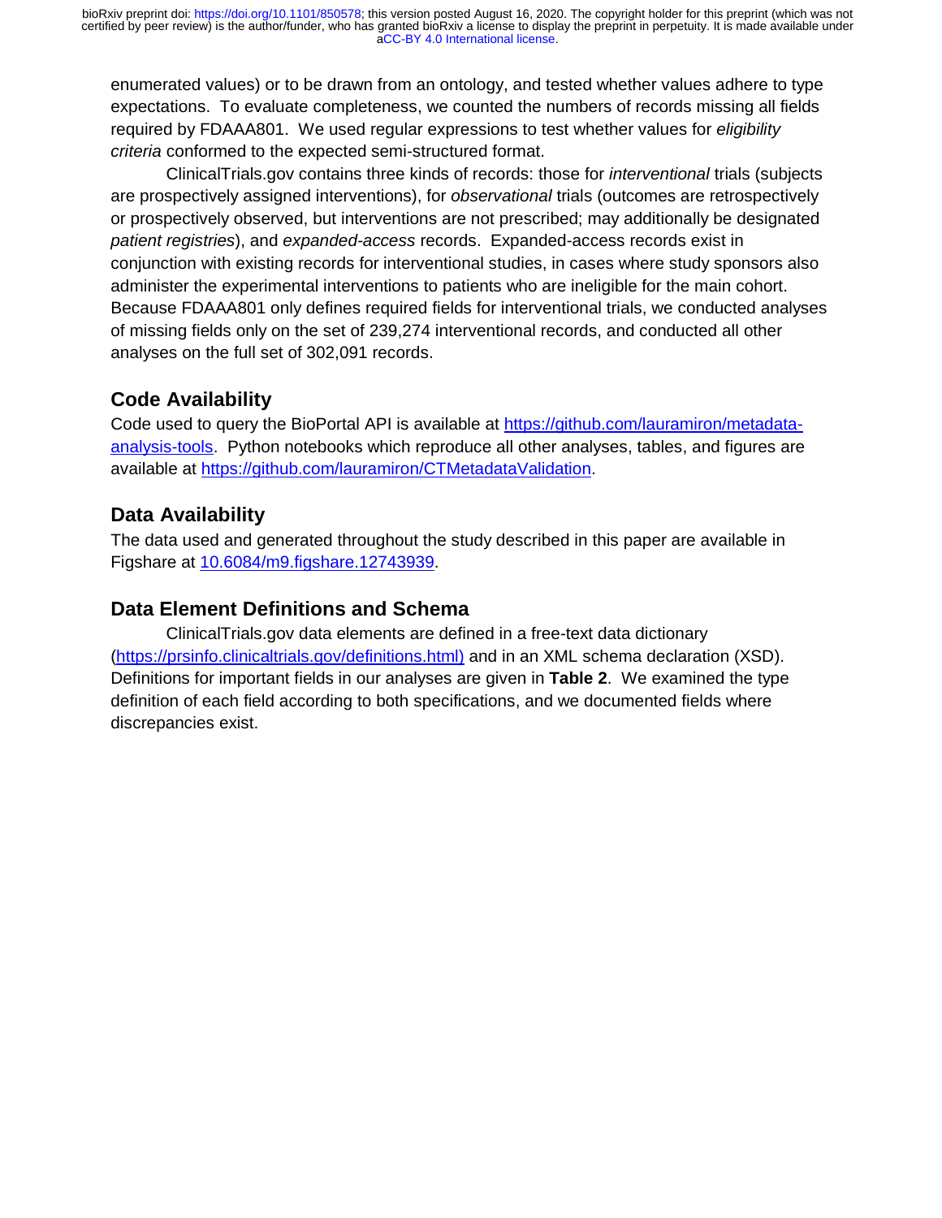enumerated values) or to be drawn from an ontology, and tested whether values adhere to type expectations. To evaluate completeness, we counted the numbers of records missing all fields required by FDAAA801. We used regular expressions to test whether values for *eligibility criteria* conformed to the expected semi-structured format.

ClinicalTrials.gov contains three kinds of records: those for *interventional* trials (subjects are prospectively assigned interventions), for *observational* trials (outcomes are retrospectively or prospectively observed, but interventions are not prescribed; may additionally be designated *patient registries*), and *expanded-access* records. Expanded-access records exist in conjunction with existing records for interventional studies, in cases where study sponsors also administer the experimental interventions to patients who are ineligible for the main cohort. Because FDAAA801 only defines required fields for interventional trials, we conducted analyses of missing fields only on the set of 239,274 interventional records, and conducted all other analyses on the full set of 302,091 records.

## Code Availability

Code used to query the BioPortal API is available at https://github.com/lauramiron/metadata-analysis-tools. Python notebooks which reproduce all other analyses, tables, and figures are available at https://github.com/lauramiron/CTMetadataValidation.

## Data Availability

The data used and generated throughout the study described in this paper are available in Figshare at 10.6084/m9.figshare.12743939.

## Data Element Definitions and Schema

ClinicalTrials.gov data elements are defined in a free-text data dictionary (https://prsinfo.clinicaltrials.gov/definitions.html) and in an XML schema declaration (XSD). Definitions for important fields in our analyses are given in **Table 2**. We examined the type definition of each field according to both specifications, and we documented fields where discrepancies exist.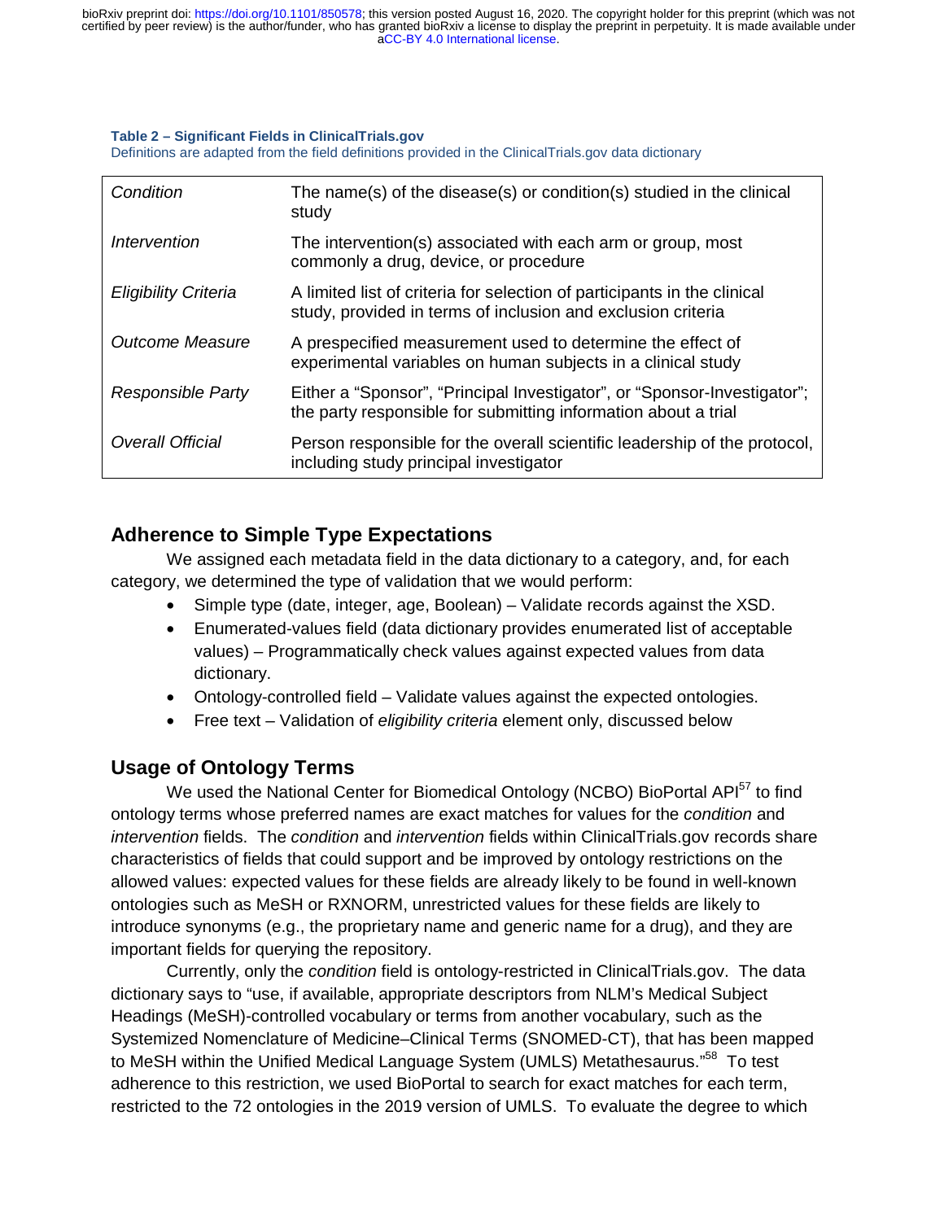**Table 2 – Significant Fields in ClinicalTrials.gov**

Definitions are adapted from the field definitions provided in the ClinicalTrials.gov data dictionary

| | |
|---|---|
| *Condition* | The name(s) of the disease(s) or condition(s) studied in the clinical study |
| *Intervention* | The intervention(s) associated with each arm or group, most commonly a drug, device, or procedure |
| *Eligibility Criteria* | A limited list of criteria for selection of participants in the clinical study, provided in terms of inclusion and exclusion criteria |
| *Outcome Measure* | A prespecified measurement used to determine the effect of experimental variables on human subjects in a clinical study |
| *Responsible Party* | Either a "Sponsor", "Principal Investigator", or "Sponsor-Investigator"; the party responsible for submitting information about a trial |
| *Overall Official* | Person responsible for the overall scientific leadership of the protocol, including study principal investigator |

## Adherence to Simple Type Expectations

We assigned each metadata field in the data dictionary to a category, and, for each category, we determined the type of validation that we would perform:

- Simple type (date, integer, age, Boolean) – Validate records against the XSD.
- Enumerated-values field (data dictionary provides enumerated list of acceptable values) – Programmatically check values against expected values from data dictionary.
- Ontology-controlled field – Validate values against the expected ontologies.
- Free text – Validation of *eligibility criteria* element only, discussed below

## Usage of Ontology Terms

We used the National Center for Biomedical Ontology (NCBO) BioPortal API[57] to find ontology terms whose preferred names are exact matches for values for the *condition* and *intervention* fields. The *condition* and *intervention* fields within ClinicalTrials.gov records share characteristics of fields that could support and be improved by ontology restrictions on the allowed values: expected values for these fields are already likely to be found in well-known ontologies such as MeSH or RXNORM, unrestricted values for these fields are likely to introduce synonyms (e.g., the proprietary name and generic name for a drug), and they are important fields for querying the repository.

Currently, only the *condition* field is ontology-restricted in ClinicalTrials.gov. The data dictionary says to "use, if available, appropriate descriptors from NLM's Medical Subject Headings (MeSH)-controlled vocabulary or terms from another vocabulary, such as the Systemized Nomenclature of Medicine–Clinical Terms (SNOMED-CT), that has been mapped to MeSH within the Unified Medical Language System (UMLS) Metathesaurus."[58] To test adherence to this restriction, we used BioPortal to search for exact matches for each term, restricted to the 72 ontologies in the 2019 version of UMLS. To evaluate the degree to which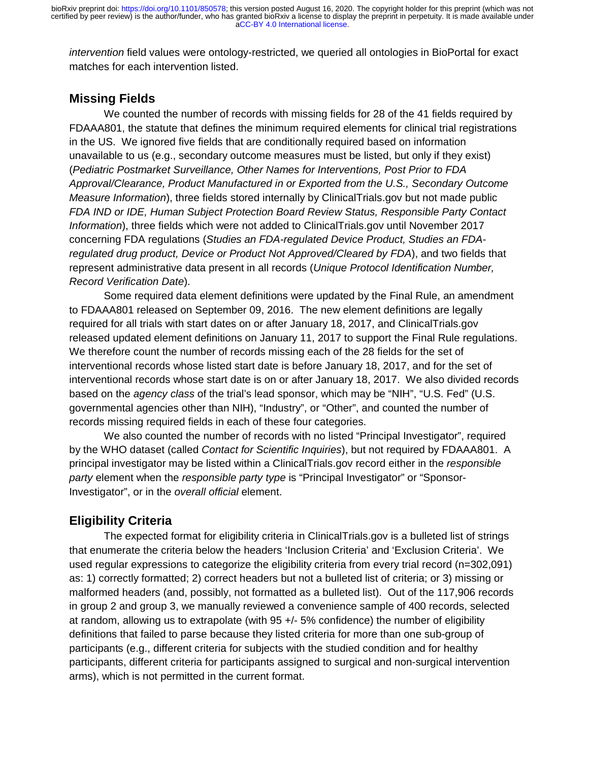*intervention* field values were ontology-restricted, we queried all ontologies in BioPortal for exact matches for each intervention listed.

## Missing Fields

We counted the number of records with missing fields for 28 of the 41 fields required by FDAAA801, the statute that defines the minimum required elements for clinical trial registrations in the US. We ignored five fields that are conditionally required based on information unavailable to us (e.g., secondary outcome measures must be listed, but only if they exist) (*Pediatric Postmarket Surveillance, Other Names for Interventions, Post Prior to FDA Approval/Clearance, Product Manufactured in or Exported from the U.S., Secondary Outcome Measure Information*), three fields stored internally by ClinicalTrials.gov but not made public *FDA IND or IDE, Human Subject Protection Board Review Status, Responsible Party Contact Information*), three fields which were not added to ClinicalTrials.gov until November 2017 concerning FDA regulations (*Studies an FDA-regulated Device Product, Studies an FDA-regulated drug product, Device or Product Not Approved/Cleared by FDA*), and two fields that represent administrative data present in all records (*Unique Protocol Identification Number, Record Verification Date*).

Some required data element definitions were updated by the Final Rule, an amendment to FDAAA801 released on September 09, 2016. The new element definitions are legally required for all trials with start dates on or after January 18, 2017, and ClinicalTrials.gov released updated element definitions on January 11, 2017 to support the Final Rule regulations. We therefore count the number of records missing each of the 28 fields for the set of interventional records whose listed start date is before January 18, 2017, and for the set of interventional records whose start date is on or after January 18, 2017. We also divided records based on the *agency class* of the trial's lead sponsor, which may be "NIH", "U.S. Fed" (U.S. governmental agencies other than NIH), "Industry", or "Other", and counted the number of records missing required fields in each of these four categories.

We also counted the number of records with no listed "Principal Investigator", required by the WHO dataset (called *Contact for Scientific Inquiries*), but not required by FDAAA801. A principal investigator may be listed within a ClinicalTrials.gov record either in the *responsible party* element when the *responsible party type* is "Principal Investigator" or "Sponsor-Investigator", or in the *overall official* element.

## Eligibility Criteria

The expected format for eligibility criteria in ClinicalTrials.gov is a bulleted list of strings that enumerate the criteria below the headers 'Inclusion Criteria' and 'Exclusion Criteria'. We used regular expressions to categorize the eligibility criteria from every trial record (n=302,091) as: 1) correctly formatted; 2) correct headers but not a bulleted list of criteria; or 3) missing or malformed headers (and, possibly, not formatted as a bulleted list). Out of the 117,906 records in group 2 and group 3, we manually reviewed a convenience sample of 400 records, selected at random, allowing us to extrapolate (with 95 +/- 5% confidence) the number of eligibility definitions that failed to parse because they listed criteria for more than one sub-group of participants (e.g., different criteria for subjects with the studied condition and for healthy participants, different criteria for participants assigned to surgical and non-surgical intervention arms), which is not permitted in the current format.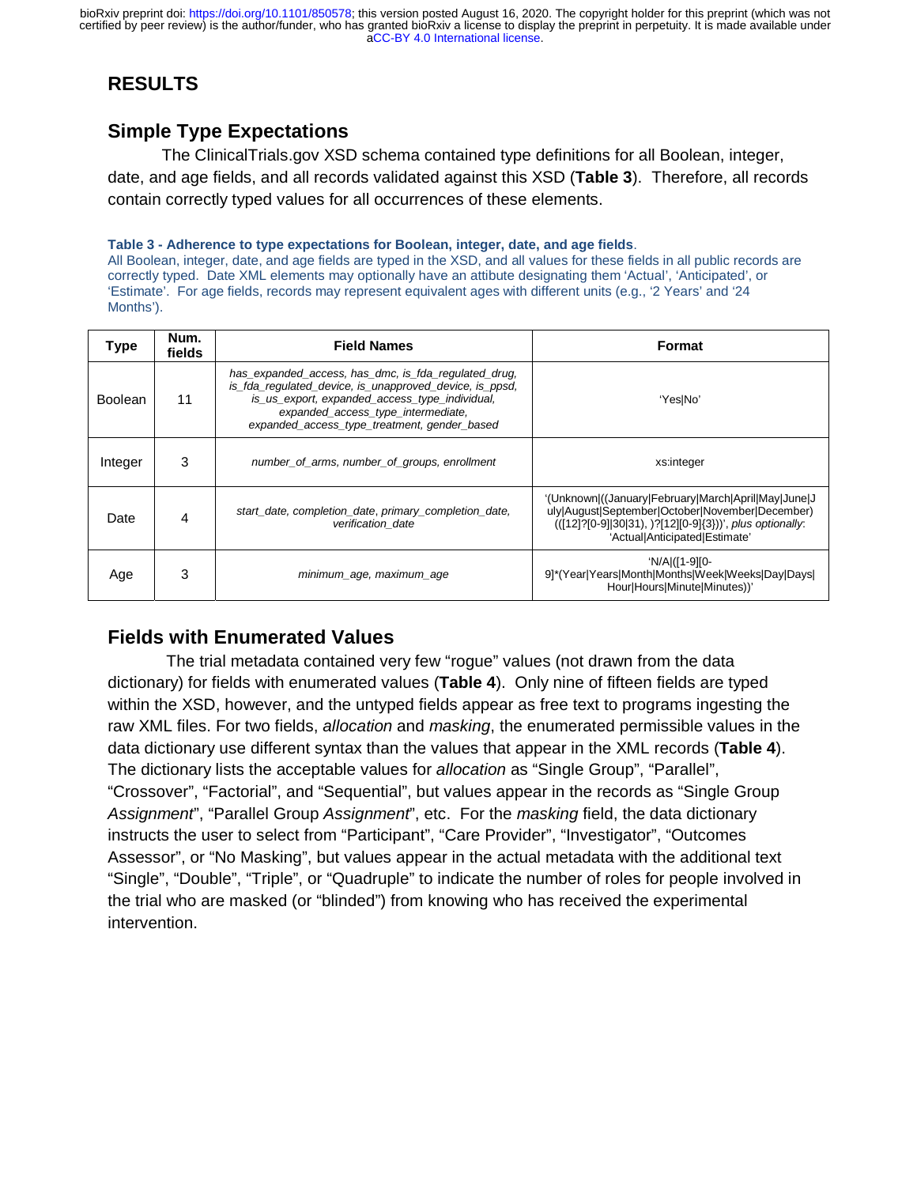# RESULTS

## Simple Type Expectations

The ClinicalTrials.gov XSD schema contained type definitions for all Boolean, integer, date, and age fields, and all records validated against this XSD (**Table 3**). Therefore, all records contain correctly typed values for all occurrences of these elements.

**Table 3 - Adherence to type expectations for Boolean, integer, date, and age fields**.
All Boolean, integer, date, and age fields are typed in the XSD, and all values for these fields in all public records are correctly typed. Date XML elements may optionally have an attibute designating them 'Actual', 'Anticipated', or 'Estimate'. For age fields, records may represent equivalent ages with different units (e.g., '2 Years' and '24 Months').

| Type | Num. fields | Field Names | Format |
|---|---|---|---|
| Boolean | 11 | *has_expanded_access, has_dmc, is_fda_regulated_drug, is_fda_regulated_device, is_unapproved_device, is_ppsd, is_us_export, expanded_access_type_individual, expanded_access_type_intermediate, expanded_access_type_treatment, gender_based* | 'Yes\|No' |
| Integer | 3 | *number_of_arms, number_of_groups, enrollment* | xs:integer |
| Date | 4 | *start_date, completion_date, primary_completion_date, verification_date* | '(Unknown\|((January\|February\|March\|April\|May\|June\|July\|August\|September\|October\|November\|December) (([12]?[0-9]\|30\|31), )?[12][0-9]{3}))', *plus optionally*: 'Actual\|Anticipated\|Estimate' |
| Age | 3 | *minimum_age, maximum_age* | 'N/A\|([1-9][0-9]*(Year\|Years\|Month\|Months\|Week\|Weeks\|Day\|Days\|Hour\|Hours\|Minute\|Minutes))' |

## Fields with Enumerated Values

The trial metadata contained very few "rogue" values (not drawn from the data dictionary) for fields with enumerated values (**Table 4**). Only nine of fifteen fields are typed within the XSD, however, and the untyped fields appear as free text to programs ingesting the raw XML files. For two fields, *allocation* and *masking*, the enumerated permissible values in the data dictionary use different syntax than the values that appear in the XML records (**Table 4**). The dictionary lists the acceptable values for *allocation* as "Single Group", "Parallel", "Crossover", "Factorial", and "Sequential", but values appear in the records as "Single Group *Assignment*", "Parallel Group *Assignment*", etc. For the *masking* field, the data dictionary instructs the user to select from "Participant", "Care Provider", "Investigator", "Outcomes Assessor", or "No Masking", but values appear in the actual metadata with the additional text "Single", "Double", "Triple", or "Quadruple" to indicate the number of roles for people involved in the trial who are masked (or "blinded") from knowing who has received the experimental intervention.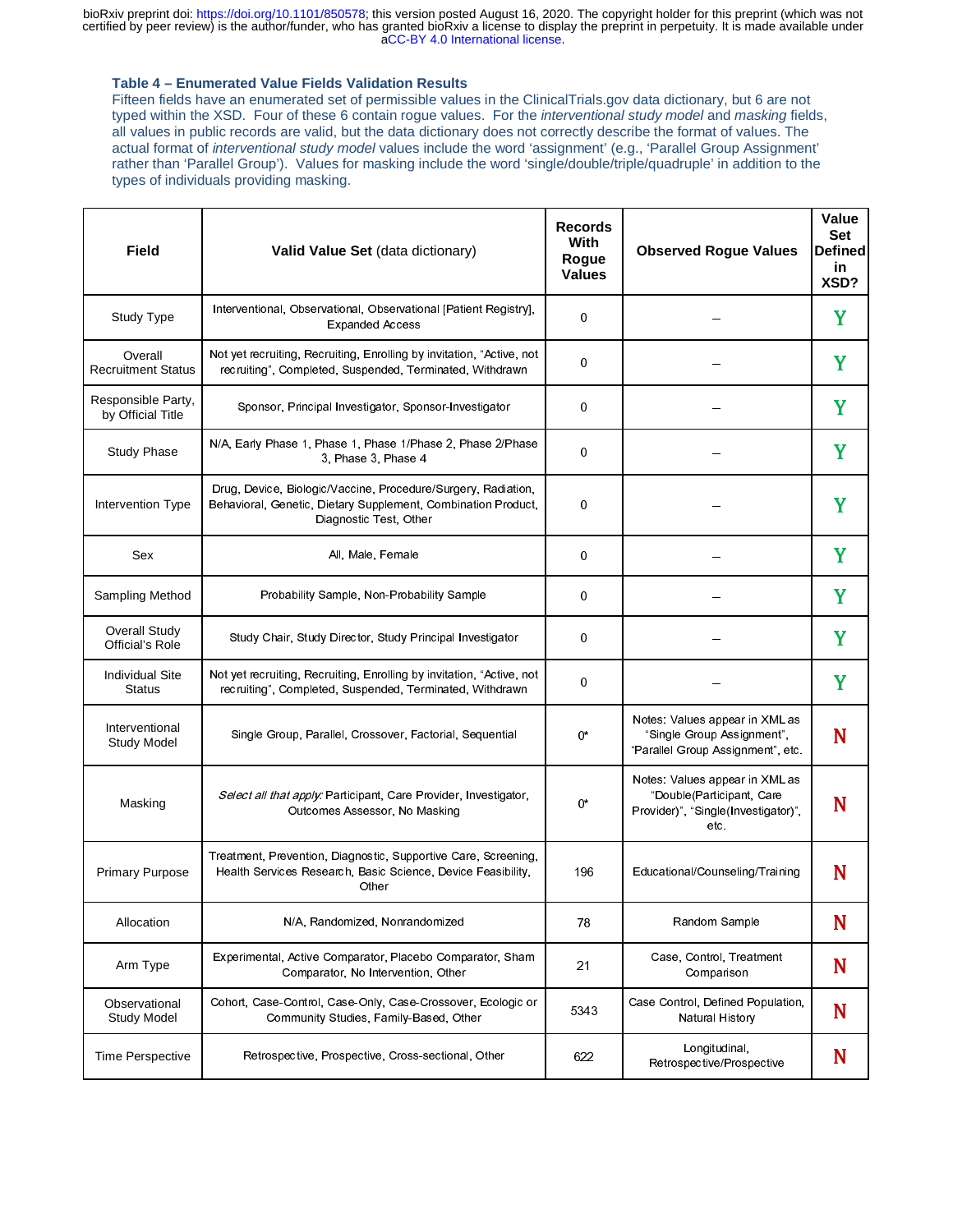**Table 4 – Enumerated Value Fields Validation Results**

Fifteen fields have an enumerated set of permissible values in the ClinicalTrials.gov data dictionary, but 6 are not typed within the XSD. Four of these 6 contain rogue values. For the *interventional study model* and *masking* fields, all values in public records are valid, but the data dictionary does not correctly describe the format of values. The actual format of *interventional study model* values include the word 'assignment' (e.g., 'Parallel Group Assignment' rather than 'Parallel Group'). Values for masking include the word 'single/double/triple/quadruple' in addition to the types of individuals providing masking.

| Field | Valid Value Set (data dictionary) | Records With Rogue Values | Observed Rogue Values | Value Set Defined in XSD? |
|---|---|---|---|---|
| Study Type | Interventional, Observational, Observational [Patient Registry], Expanded Access | 0 | – | Y |
| Overall Recruitment Status | Not yet recruiting, Recruiting, Enrolling by invitation, "Active, not recruiting", Completed, Suspended, Terminated, Withdrawn | 0 | – | Y |
| Responsible Party, by Official Title | Sponsor, Principal Investigator, Sponsor-Investigator | 0 | – | Y |
| Study Phase | N/A, Early Phase 1, Phase 1, Phase 1/Phase 2, Phase 2/Phase 3, Phase 3, Phase 4 | 0 | – | Y |
| Intervention Type | Drug, Device, Biologic/Vaccine, Procedure/Surgery, Radiation, Behavioral, Genetic, Dietary Supplement, Combination Product, Diagnostic Test, Other | 0 | – | Y |
| Sex | All, Male, Female | 0 | – | Y |
| Sampling Method | Probability Sample, Non-Probability Sample | 0 | – | Y |
| Overall Study Official's Role | Study Chair, Study Director, Study Principal Investigator | 0 | – | Y |
| Individual Site Status | Not yet recruiting, Recruiting, Enrolling by invitation, "Active, not recruiting", Completed, Suspended, Terminated, Withdrawn | 0 | – | Y |
| Interventional Study Model | Single Group, Parallel, Crossover, Factorial, Sequential | 0* | Notes: Values appear in XML as "Single Group Assignment", "Parallel Group Assignment", etc. | N |
| Masking | *Select all that apply:* Participant, Care Provider, Investigator, Outcomes Assessor, No Masking | 0* | Notes: Values appear in XML as "Double(Participant, Care Provider)", "Single(Investigator)", etc. | N |
| Primary Purpose | Treatment, Prevention, Diagnostic, Supportive Care, Screening, Health Services Research, Basic Science, Device Feasibility, Other | 196 | Educational/Counseling/Training | N |
| Allocation | N/A, Randomized, Nonrandomized | 78 | Random Sample | N |
| Arm Type | Experimental, Active Comparator, Placebo Comparator, Sham Comparator, No Intervention, Other | 21 | Case, Control, Treatment Comparison | N |
| Observational Study Model | Cohort, Case-Control, Case-Only, Case-Crossover, Ecologic or Community Studies, Family-Based, Other | 5343 | Case Control, Defined Population, Natural History | N |
| Time Perspective | Retrospective, Prospective, Cross-sectional, Other | 622 | Longitudinal, Retrospective/Prospective | N |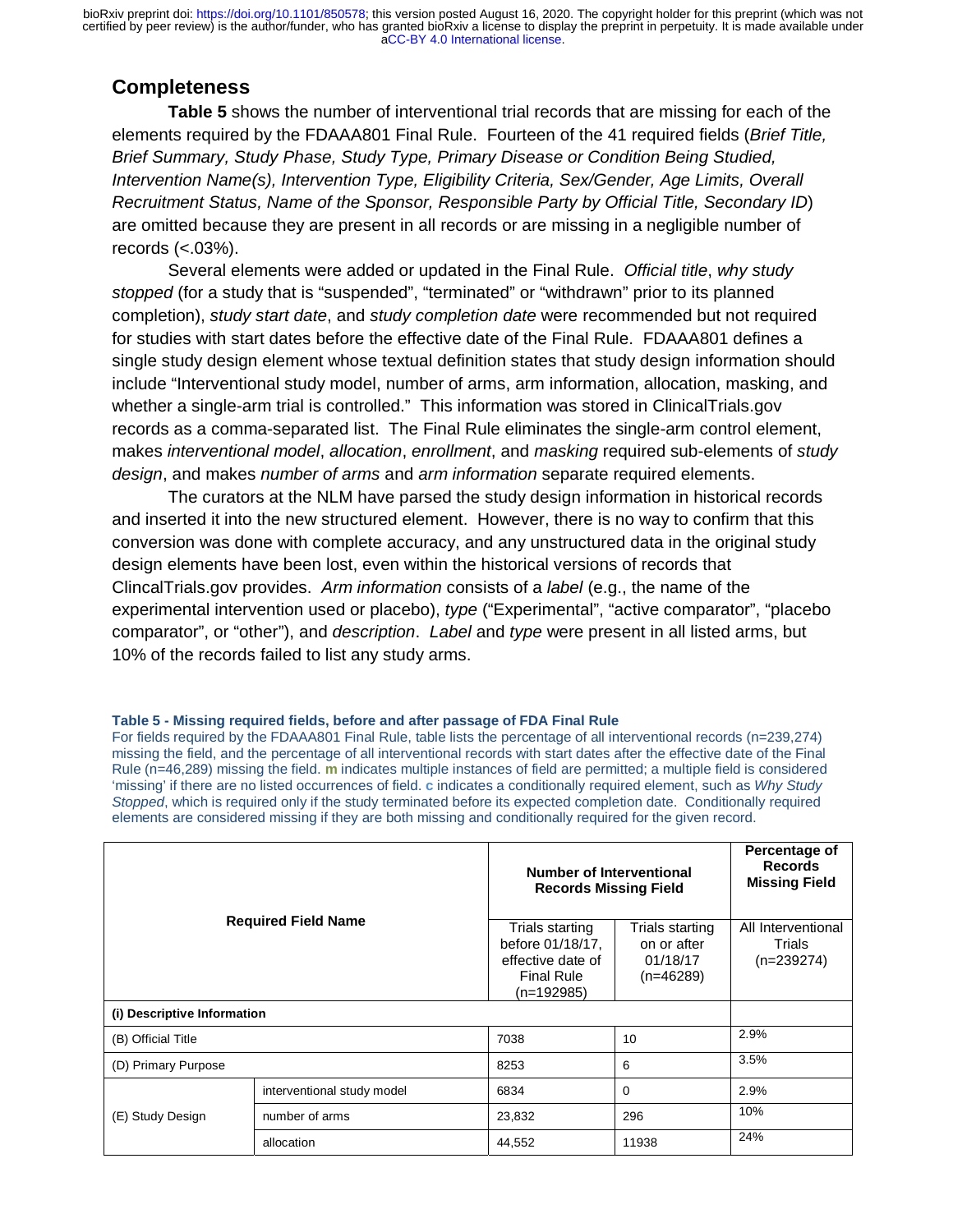## Completeness

**Table 5** shows the number of interventional trial records that are missing for each of the elements required by the FDAAA801 Final Rule. Fourteen of the 41 required fields (*Brief Title, Brief Summary, Study Phase, Study Type, Primary Disease or Condition Being Studied, Intervention Name(s), Intervention Type, Eligibility Criteria, Sex/Gender, Age Limits, Overall Recruitment Status, Name of the Sponsor, Responsible Party by Official Title, Secondary ID*) are omitted because they are present in all records or are missing in a negligible number of records (<.03%).

Several elements were added or updated in the Final Rule. *Official title*, *why study stopped* (for a study that is "suspended", "terminated" or "withdrawn" prior to its planned completion), *study start date*, and *study completion date* were recommended but not required for studies with start dates before the effective date of the Final Rule. FDAAA801 defines a single study design element whose textual definition states that study design information should include "Interventional study model, number of arms, arm information, allocation, masking, and whether a single-arm trial is controlled." This information was stored in ClinicalTrials.gov records as a comma-separated list. The Final Rule eliminates the single-arm control element, makes *interventional model*, *allocation*, *enrollment*, and *masking* required sub-elements of *study design*, and makes *number of arms* and *arm information* separate required elements.

The curators at the NLM have parsed the study design information in historical records and inserted it into the new structured element. However, there is no way to confirm that this conversion was done with complete accuracy, and any unstructured data in the original study design elements have been lost, even within the historical versions of records that ClincalTrials.gov provides. *Arm information* consists of a *label* (e.g., the name of the experimental intervention used or placebo), *type* ("Experimental", "active comparator", "placebo comparator", or "other"), and *description*. *Label* and *type* were present in all listed arms, but 10% of the records failed to list any study arms.

**Table 5 - Missing required fields, before and after passage of FDA Final Rule**

For fields required by the FDAAA801 Final Rule, table lists the percentage of all interventional records (n=239,274) missing the field, and the percentage of all interventional records with start dates after the effective date of the Final Rule (n=46,289) missing the field. **m** indicates multiple instances of field are permitted; a multiple field is considered 'missing' if there are no listed occurrences of field. **c** indicates a conditionally required element, such as *Why Study Stopped*, which is required only if the study terminated before its expected completion date. Conditionally required elements are considered missing if they are both missing and conditionally required for the given record.

| Required Field Name | | Number of Interventional Records Missing Field | | Percentage of Records Missing Field |
|---|---|---|---|---|
| | | Trials starting before 01/18/17, effective date of Final Rule (n=192985) | Trials starting on or after 01/18/17 (n=46289) | All Interventional Trials (n=239274) |
| **(i) Descriptive Information** | | | | |
| (B) Official Title | | 7038 | 10 | 2.9% |
| (D) Primary Purpose | | 8253 | 6 | 3.5% |
| (E) Study Design | interventional study model | 6834 | 0 | 2.9% |
| | number of arms | 23,832 | 296 | 10% |
| | allocation | 44,552 | 11938 | 24% |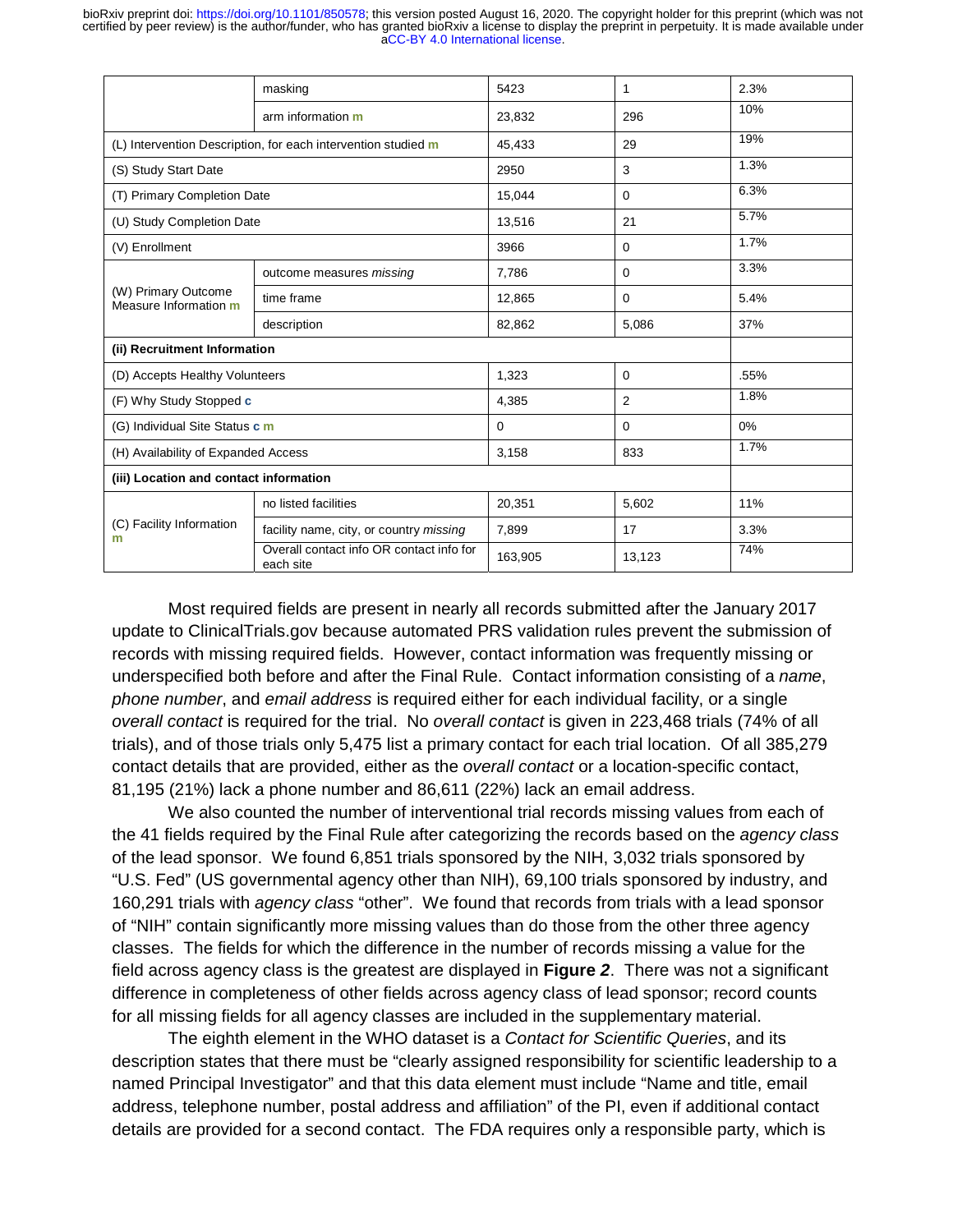| | | | | |
|---|---|---|---|---|
| | masking | 5423 | 1 | 2.3% |
| | arm information m | 23,832 | 296 | 10% |
| (L) Intervention Description, for each intervention studied m | | 45,433 | 29 | 19% |
| (S) Study Start Date | | 2950 | 3 | 1.3% |
| (T) Primary Completion Date | | 15,044 | 0 | 6.3% |
| (U) Study Completion Date | | 13,516 | 21 | 5.7% |
| (V) Enrollment | | 3966 | 0 | 1.7% |
| (W) Primary Outcome Measure Information m | outcome measures *missing* | 7,786 | 0 | 3.3% |
| | time frame | 12,865 | 0 | 5.4% |
| | description | 82,862 | 5,086 | 37% |
| **(ii) Recruitment Information** | | | | |
| (D) Accepts Healthy Volunteers | | 1,323 | 0 | .55% |
| (F) Why Study Stopped c | | 4,385 | 2 | 1.8% |
| (G) Individual Site Status c m | | 0 | 0 | 0% |
| (H) Availability of Expanded Access | | 3,158 | 833 | 1.7% |
| **(iii) Location and contact information** | | | | |
| (C) Facility Information m | no listed facilities | 20,351 | 5,602 | 11% |
| | facility name, city, or country *missing* | 7,899 | 17 | 3.3% |
| | Overall contact info OR contact info for each site | 163,905 | 13,123 | 74% |

Most required fields are present in nearly all records submitted after the January 2017 update to ClinicalTrials.gov because automated PRS validation rules prevent the submission of records with missing required fields. However, contact information was frequently missing or underspecified both before and after the Final Rule. Contact information consisting of a *name*, *phone number*, and *email address* is required either for each individual facility, or a single *overall contact* is required for the trial. No *overall contact* is given in 223,468 trials (74% of all trials), and of those trials only 5,475 list a primary contact for each trial location. Of all 385,279 contact details that are provided, either as the *overall contact* or a location-specific contact, 81,195 (21%) lack a phone number and 86,611 (22%) lack an email address.

We also counted the number of interventional trial records missing values from each of the 41 fields required by the Final Rule after categorizing the records based on the *agency class* of the lead sponsor. We found 6,851 trials sponsored by the NIH, 3,032 trials sponsored by "U.S. Fed" (US governmental agency other than NIH), 69,100 trials sponsored by industry, and 160,291 trials with *agency class* "other". We found that records from trials with a lead sponsor of "NIH" contain significantly more missing values than do those from the other three agency classes. The fields for which the difference in the number of records missing a value for the field across agency class is the greatest are displayed in **Figure *2***. There was not a significant difference in completeness of other fields across agency class of lead sponsor; record counts for all missing fields for all agency classes are included in the supplementary material.

The eighth element in the WHO dataset is a *Contact for Scientific Queries*, and its description states that there must be "clearly assigned responsibility for scientific leadership to a named Principal Investigator" and that this data element must include "Name and title, email address, telephone number, postal address and affiliation" of the PI, even if additional contact details are provided for a second contact. The FDA requires only a responsible party, which is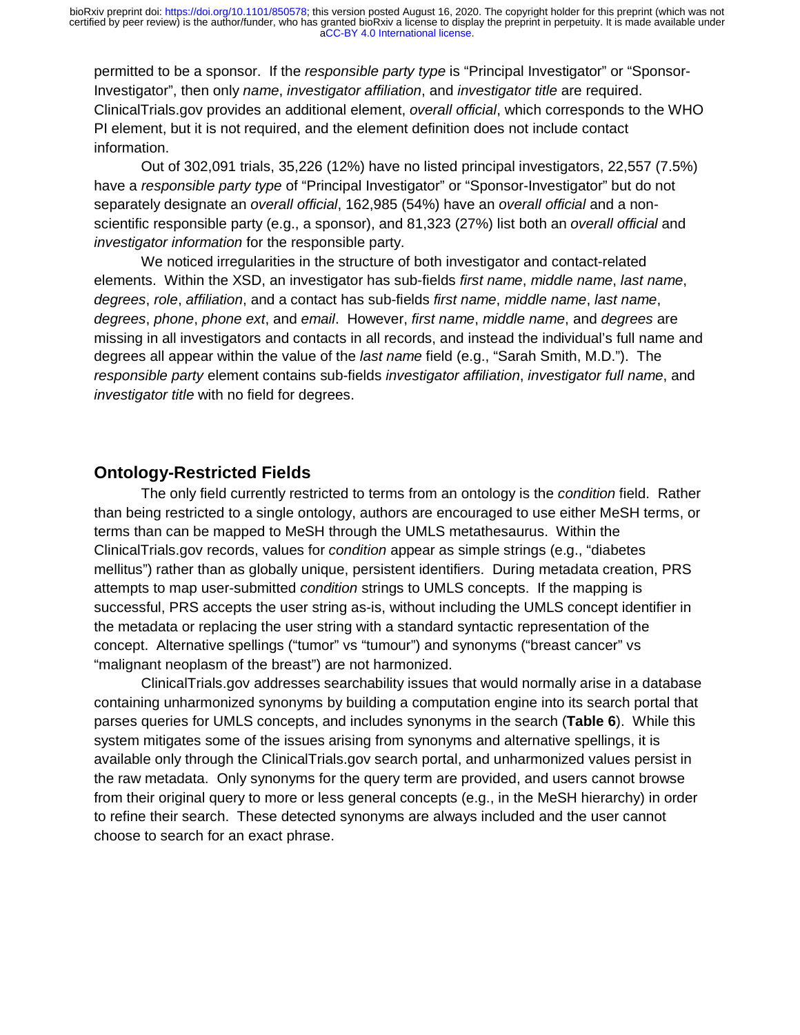permitted to be a sponsor. If the *responsible party type* is "Principal Investigator" or "Sponsor-Investigator", then only *name*, *investigator affiliation*, and *investigator title* are required. ClinicalTrials.gov provides an additional element, *overall official*, which corresponds to the WHO PI element, but it is not required, and the element definition does not include contact information.

Out of 302,091 trials, 35,226 (12%) have no listed principal investigators, 22,557 (7.5%) have a *responsible party type* of "Principal Investigator" or "Sponsor-Investigator" but do not separately designate an *overall official*, 162,985 (54%) have an *overall official* and a non-scientific responsible party (e.g., a sponsor), and 81,323 (27%) list both an *overall official* and *investigator information* for the responsible party.

We noticed irregularities in the structure of both investigator and contact-related elements. Within the XSD, an investigator has sub-fields *first name*, *middle name*, *last name*, *degrees*, *role*, *affiliation*, and a contact has sub-fields *first name*, *middle name*, *last name*, *degrees*, *phone*, *phone ext*, and *email*. However, *first name*, *middle name*, and *degrees* are missing in all investigators and contacts in all records, and instead the individual's full name and degrees all appear within the value of the *last name* field (e.g., "Sarah Smith, M.D."). The *responsible party* element contains sub-fields *investigator affiliation*, *investigator full name*, and *investigator title* with no field for degrees.

## Ontology-Restricted Fields

The only field currently restricted to terms from an ontology is the *condition* field. Rather than being restricted to a single ontology, authors are encouraged to use either MeSH terms, or terms than can be mapped to MeSH through the UMLS metathesaurus. Within the ClinicalTrials.gov records, values for *condition* appear as simple strings (e.g., "diabetes mellitus") rather than as globally unique, persistent identifiers. During metadata creation, PRS attempts to map user-submitted *condition* strings to UMLS concepts. If the mapping is successful, PRS accepts the user string as-is, without including the UMLS concept identifier in the metadata or replacing the user string with a standard syntactic representation of the concept. Alternative spellings ("tumor" vs "tumour") and synonyms ("breast cancer" vs "malignant neoplasm of the breast") are not harmonized.

ClinicalTrials.gov addresses searchability issues that would normally arise in a database containing unharmonized synonyms by building a computation engine into its search portal that parses queries for UMLS concepts, and includes synonyms in the search (**Table 6**). While this system mitigates some of the issues arising from synonyms and alternative spellings, it is available only through the ClinicalTrials.gov search portal, and unharmonized values persist in the raw metadata. Only synonyms for the query term are provided, and users cannot browse from their original query to more or less general concepts (e.g., in the MeSH hierarchy) in order to refine their search. These detected synonyms are always included and the user cannot choose to search for an exact phrase.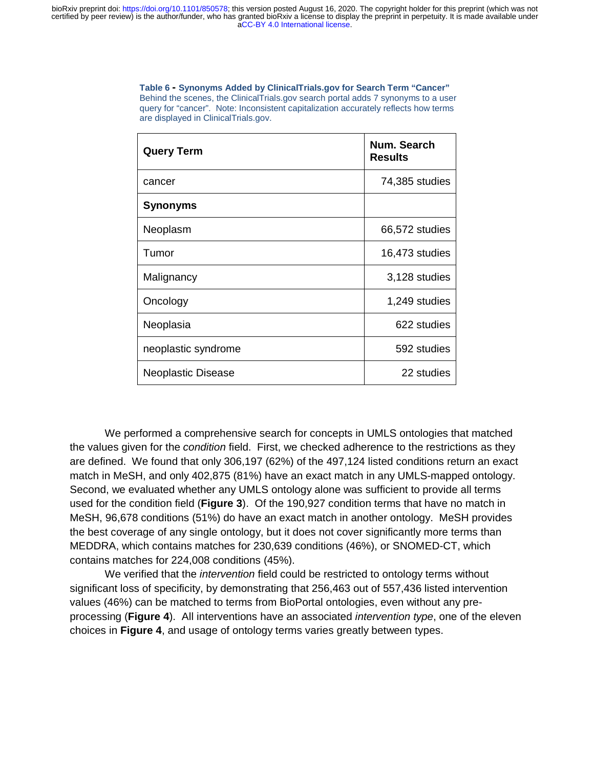**Table 6 - Synonyms Added by ClinicalTrials.gov for Search Term "Cancer"**
Behind the scenes, the ClinicalTrials.gov search portal adds 7 synonyms to a user query for "cancer". Note: Inconsistent capitalization accurately reflects how terms are displayed in ClinicalTrials.gov.

| Query Term | Num. Search Results |
|---|---|
| cancer | 74,385 studies |
| **Synonyms** | |
| Neoplasm | 66,572 studies |
| Tumor | 16,473 studies |
| Malignancy | 3,128 studies |
| Oncology | 1,249 studies |
| Neoplasia | 622 studies |
| neoplastic syndrome | 592 studies |
| Neoplastic Disease | 22 studies |

We performed a comprehensive search for concepts in UMLS ontologies that matched the values given for the *condition* field. First, we checked adherence to the restrictions as they are defined. We found that only 306,197 (62%) of the 497,124 listed conditions return an exact match in MeSH, and only 402,875 (81%) have an exact match in any UMLS-mapped ontology. Second, we evaluated whether any UMLS ontology alone was sufficient to provide all terms used for the condition field (**Figure 3**). Of the 190,927 condition terms that have no match in MeSH, 96,678 conditions (51%) do have an exact match in another ontology. MeSH provides the best coverage of any single ontology, but it does not cover significantly more terms than MEDDRA, which contains matches for 230,639 conditions (46%), or SNOMED-CT, which contains matches for 224,008 conditions (45%).

We verified that the *intervention* field could be restricted to ontology terms without significant loss of specificity, by demonstrating that 256,463 out of 557,436 listed intervention values (46%) can be matched to terms from BioPortal ontologies, even without any pre-processing (**Figure 4**). All interventions have an associated *intervention type*, one of the eleven choices in **Figure 4**, and usage of ontology terms varies greatly between types.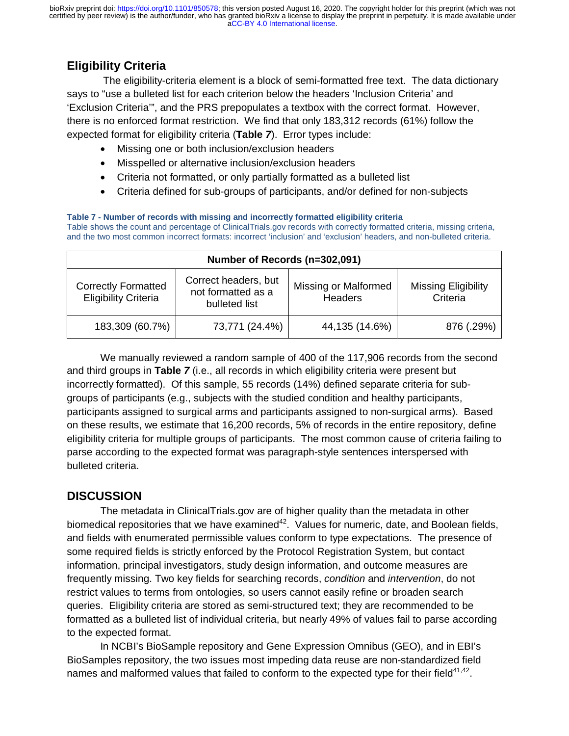## Eligibility Criteria

The eligibility-criteria element is a block of semi-formatted free text. The data dictionary says to "use a bulleted list for each criterion below the headers 'Inclusion Criteria' and 'Exclusion Criteria'", and the PRS prepopulates a textbox with the correct format. However, there is no enforced format restriction. We find that only 183,312 records (61%) follow the expected format for eligibility criteria (**Table *7***). Error types include:

- Missing one or both inclusion/exclusion headers
- Misspelled or alternative inclusion/exclusion headers
- Criteria not formatted, or only partially formatted as a bulleted list
- Criteria defined for sub-groups of participants, and/or defined for non-subjects

**Table 7 - Number of records with missing and incorrectly formatted eligibility criteria**
Table shows the count and percentage of ClinicalTrials.gov records with correctly formatted criteria, missing criteria, and the two most common incorrect formats: incorrect 'inclusion' and 'exclusion' headers, and non-bulleted criteria.

| Number of Records (n=302,091) | | | |
|---|---|---|---|
| Correctly Formatted Eligibility Criteria | Correct headers, but not formatted as a bulleted list | Missing or Malformed Headers | Missing Eligibility Criteria |
| 183,309 (60.7%) | 73,771 (24.4%) | 44,135 (14.6%) | 876 (.29%) |

We manually reviewed a random sample of 400 of the 117,906 records from the second and third groups in **Table *7*** (i.e., all records in which eligibility criteria were present but incorrectly formatted). Of this sample, 55 records (14%) defined separate criteria for sub-groups of participants (e.g., subjects with the studied condition and healthy participants, participants assigned to surgical arms and participants assigned to non-surgical arms). Based on these results, we estimate that 16,200 records, 5% of records in the entire repository, define eligibility criteria for multiple groups of participants. The most common cause of criteria failing to parse according to the expected format was paragraph-style sentences interspersed with bulleted criteria.

## DISCUSSION

The metadata in ClinicalTrials.gov are of higher quality than the metadata in other biomedical repositories that we have examined[42]. Values for numeric, date, and Boolean fields, and fields with enumerated permissible values conform to type expectations. The presence of some required fields is strictly enforced by the Protocol Registration System, but contact information, principal investigators, study design information, and outcome measures are frequently missing. Two key fields for searching records, *condition* and *intervention*, do not restrict values to terms from ontologies, so users cannot easily refine or broaden search queries. Eligibility criteria are stored as semi-structured text; they are recommended to be formatted as a bulleted list of individual criteria, but nearly 49% of values fail to parse according to the expected format.

In NCBI's BioSample repository and Gene Expression Omnibus (GEO), and in EBI's BioSamples repository, the two issues most impeding data reuse are non-standardized field names and malformed values that failed to conform to the expected type for their field[41,42].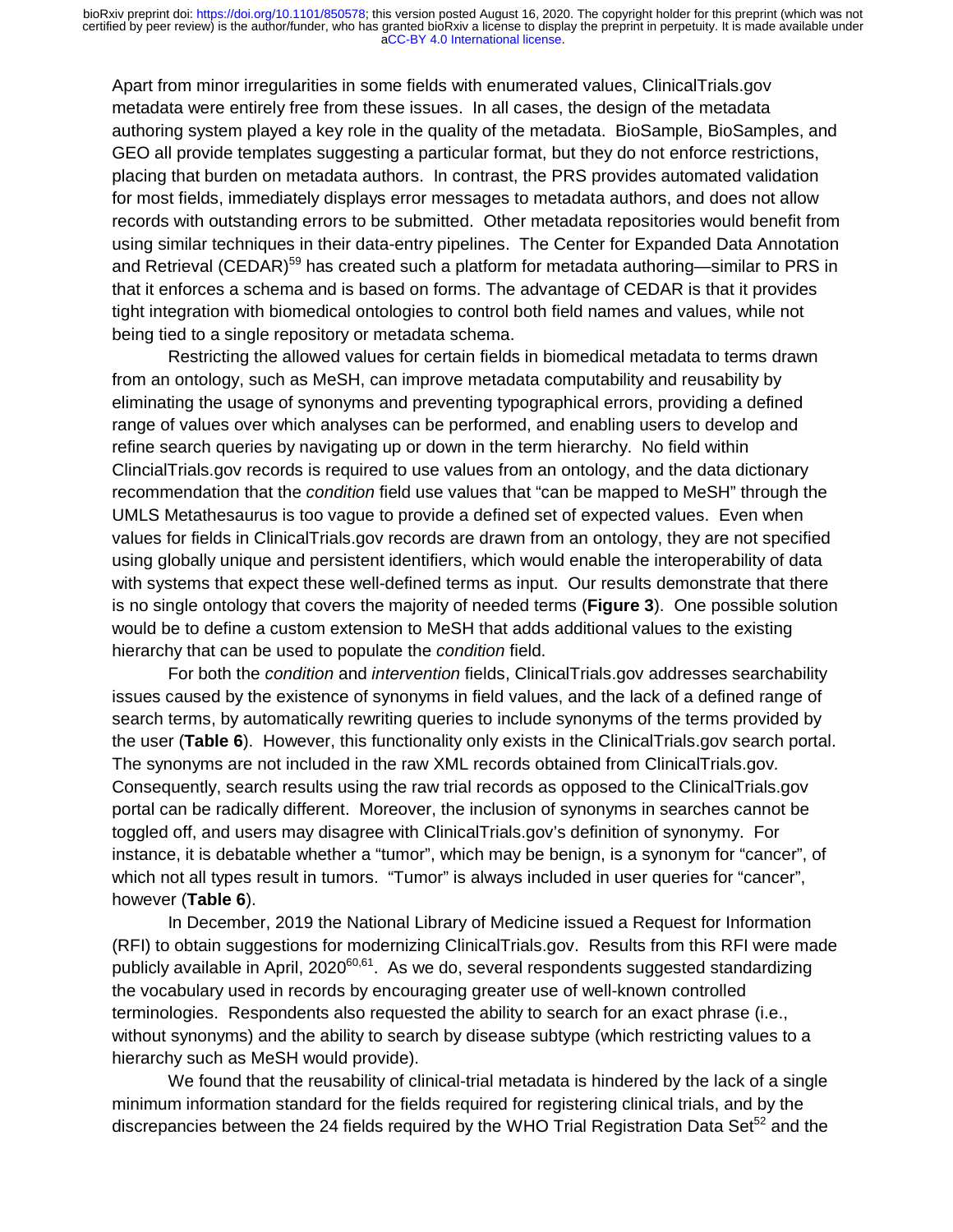Apart from minor irregularities in some fields with enumerated values, ClinicalTrials.gov metadata were entirely free from these issues. In all cases, the design of the metadata authoring system played a key role in the quality of the metadata. BioSample, BioSamples, and GEO all provide templates suggesting a particular format, but they do not enforce restrictions, placing that burden on metadata authors. In contrast, the PRS provides automated validation for most fields, immediately displays error messages to metadata authors, and does not allow records with outstanding errors to be submitted. Other metadata repositories would benefit from using similar techniques in their data-entry pipelines. The Center for Expanded Data Annotation and Retrieval (CEDAR)[59] has created such a platform for metadata authoring—similar to PRS in that it enforces a schema and is based on forms. The advantage of CEDAR is that it provides tight integration with biomedical ontologies to control both field names and values, while not being tied to a single repository or metadata schema.

Restricting the allowed values for certain fields in biomedical metadata to terms drawn from an ontology, such as MeSH, can improve metadata computability and reusability by eliminating the usage of synonyms and preventing typographical errors, providing a defined range of values over which analyses can be performed, and enabling users to develop and refine search queries by navigating up or down in the term hierarchy. No field within ClincialTrials.gov records is required to use values from an ontology, and the data dictionary recommendation that the *condition* field use values that "can be mapped to MeSH" through the UMLS Metathesaurus is too vague to provide a defined set of expected values. Even when values for fields in ClinicalTrials.gov records are drawn from an ontology, they are not specified using globally unique and persistent identifiers, which would enable the interoperability of data with systems that expect these well-defined terms as input. Our results demonstrate that there is no single ontology that covers the majority of needed terms (**Figure 3**). One possible solution would be to define a custom extension to MeSH that adds additional values to the existing hierarchy that can be used to populate the *condition* field.

For both the *condition* and *intervention* fields, ClinicalTrials.gov addresses searchability issues caused by the existence of synonyms in field values, and the lack of a defined range of search terms, by automatically rewriting queries to include synonyms of the terms provided by the user (**Table 6**). However, this functionality only exists in the ClinicalTrials.gov search portal. The synonyms are not included in the raw XML records obtained from ClinicalTrials.gov. Consequently, search results using the raw trial records as opposed to the ClinicalTrials.gov portal can be radically different. Moreover, the inclusion of synonyms in searches cannot be toggled off, and users may disagree with ClinicalTrials.gov's definition of synonymy. For instance, it is debatable whether a "tumor", which may be benign, is a synonym for "cancer", of which not all types result in tumors. "Tumor" is always included in user queries for "cancer", however (**Table 6**).

In December, 2019 the National Library of Medicine issued a Request for Information (RFI) to obtain suggestions for modernizing ClinicalTrials.gov. Results from this RFI were made publicly available in April, 2020[60,61]. As we do, several respondents suggested standardizing the vocabulary used in records by encouraging greater use of well-known controlled terminologies. Respondents also requested the ability to search for an exact phrase (i.e., without synonyms) and the ability to search by disease subtype (which restricting values to a hierarchy such as MeSH would provide).

We found that the reusability of clinical-trial metadata is hindered by the lack of a single minimum information standard for the fields required for registering clinical trials, and by the discrepancies between the 24 fields required by the WHO Trial Registration Data Set[52] and the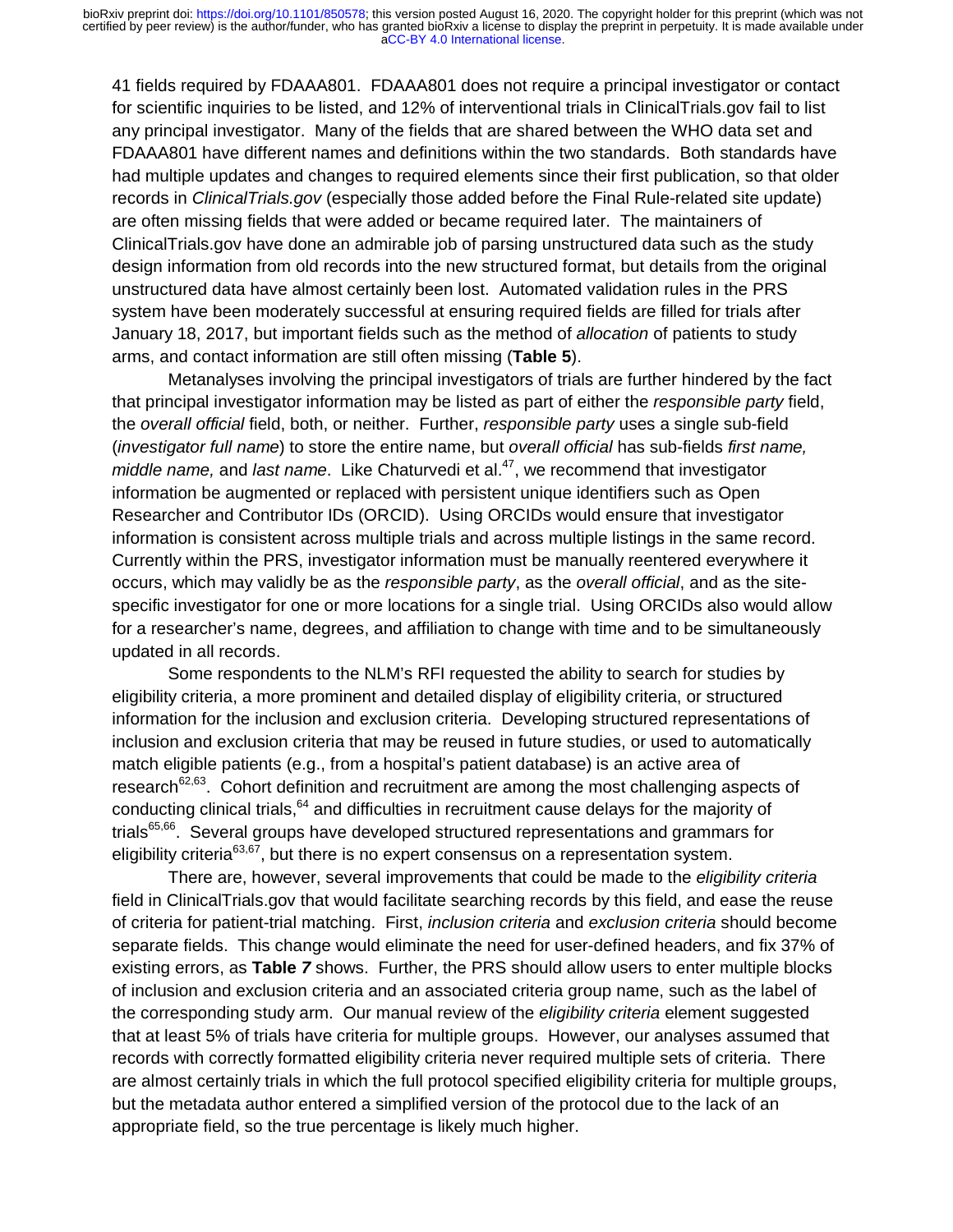41 fields required by FDAAA801. FDAAA801 does not require a principal investigator or contact for scientific inquiries to be listed, and 12% of interventional trials in ClinicalTrials.gov fail to list any principal investigator. Many of the fields that are shared between the WHO data set and FDAAA801 have different names and definitions within the two standards. Both standards have had multiple updates and changes to required elements since their first publication, so that older records in *ClinicalTrials.gov* (especially those added before the Final Rule-related site update) are often missing fields that were added or became required later. The maintainers of ClinicalTrials.gov have done an admirable job of parsing unstructured data such as the study design information from old records into the new structured format, but details from the original unstructured data have almost certainly been lost. Automated validation rules in the PRS system have been moderately successful at ensuring required fields are filled for trials after January 18, 2017, but important fields such as the method of *allocation* of patients to study arms, and contact information are still often missing (**Table 5**).

Metanalyses involving the principal investigators of trials are further hindered by the fact that principal investigator information may be listed as part of either the *responsible party* field, the *overall official* field, both, or neither. Further, *responsible party* uses a single sub-field (*investigator full name*) to store the entire name, but *overall official* has sub-fields *first name, middle name,* and *last name*. Like Chaturvedi et al.[47], we recommend that investigator information be augmented or replaced with persistent unique identifiers such as Open Researcher and Contributor IDs (ORCID). Using ORCIDs would ensure that investigator information is consistent across multiple trials and across multiple listings in the same record. Currently within the PRS, investigator information must be manually reentered everywhere it occurs, which may validly be as the *responsible party*, as the *overall official*, and as the site-specific investigator for one or more locations for a single trial. Using ORCIDs also would allow for a researcher's name, degrees, and affiliation to change with time and to be simultaneously updated in all records.

Some respondents to the NLM's RFI requested the ability to search for studies by eligibility criteria, a more prominent and detailed display of eligibility criteria, or structured information for the inclusion and exclusion criteria. Developing structured representations of inclusion and exclusion criteria that may be reused in future studies, or used to automatically match eligible patients (e.g., from a hospital's patient database) is an active area of research[62,63]. Cohort definition and recruitment are among the most challenging aspects of conducting clinical trials,[64] and difficulties in recruitment cause delays for the majority of trials[65,66]. Several groups have developed structured representations and grammars for eligibility criteria[63,67], but there is no expert consensus on a representation system.

There are, however, several improvements that could be made to the *eligibility criteria* field in ClinicalTrials.gov that would facilitate searching records by this field, and ease the reuse of criteria for patient-trial matching. First, *inclusion criteria* and *exclusion criteria* should become separate fields. This change would eliminate the need for user-defined headers, and fix 37% of existing errors, as **Table *7*** shows. Further, the PRS should allow users to enter multiple blocks of inclusion and exclusion criteria and an associated criteria group name, such as the label of the corresponding study arm. Our manual review of the *eligibility criteria* element suggested that at least 5% of trials have criteria for multiple groups. However, our analyses assumed that records with correctly formatted eligibility criteria never required multiple sets of criteria. There are almost certainly trials in which the full protocol specified eligibility criteria for multiple groups, but the metadata author entered a simplified version of the protocol due to the lack of an appropriate field, so the true percentage is likely much higher.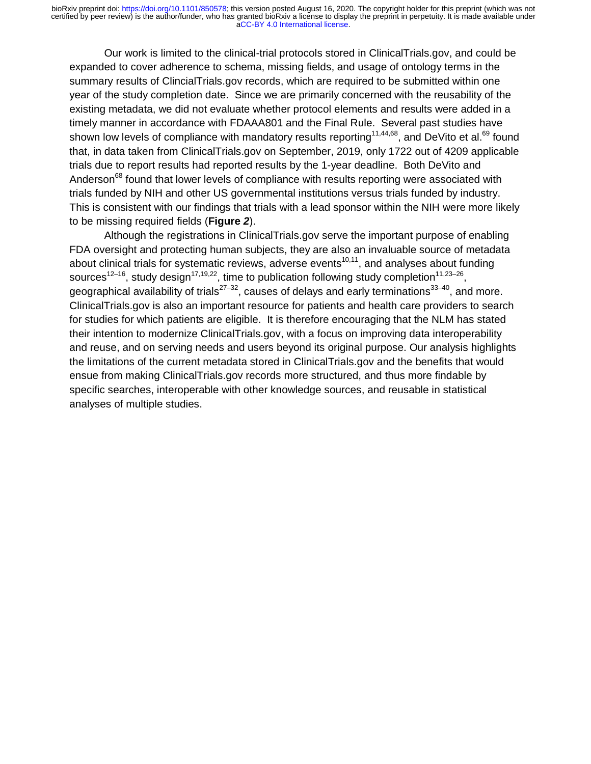Our work is limited to the clinical-trial protocols stored in ClinicalTrials.gov, and could be expanded to cover adherence to schema, missing fields, and usage of ontology terms in the summary results of ClincialTrials.gov records, which are required to be submitted within one year of the study completion date. Since we are primarily concerned with the reusability of the existing metadata, we did not evaluate whether protocol elements and results were added in a timely manner in accordance with FDAAA801 and the Final Rule. Several past studies have shown low levels of compliance with mandatory results reporting[11,44,68], and DeVito et al.[69] found that, in data taken from ClinicalTrials.gov on September, 2019, only 1722 out of 4209 applicable trials due to report results had reported results by the 1-year deadline. Both DeVito and Anderson[68] found that lower levels of compliance with results reporting were associated with trials funded by NIH and other US governmental institutions versus trials funded by industry. This is consistent with our findings that trials with a lead sponsor within the NIH were more likely to be missing required fields (**Figure *2***).

Although the registrations in ClinicalTrials.gov serve the important purpose of enabling FDA oversight and protecting human subjects, they are also an invaluable source of metadata about clinical trials for systematic reviews, adverse events[10,11], and analyses about funding sources[12–16], study design[17,19,22], time to publication following study completion[11,23–26], geographical availability of trials[27–32], causes of delays and early terminations[33–40], and more. ClinicalTrials.gov is also an important resource for patients and health care providers to search for studies for which patients are eligible. It is therefore encouraging that the NLM has stated their intention to modernize ClinicalTrials.gov, with a focus on improving data interoperability and reuse, and on serving needs and users beyond its original purpose. Our analysis highlights the limitations of the current metadata stored in ClinicalTrials.gov and the benefits that would ensue from making ClinicalTrials.gov records more structured, and thus more findable by specific searches, interoperable with other knowledge sources, and reusable in statistical analyses of multiple studies.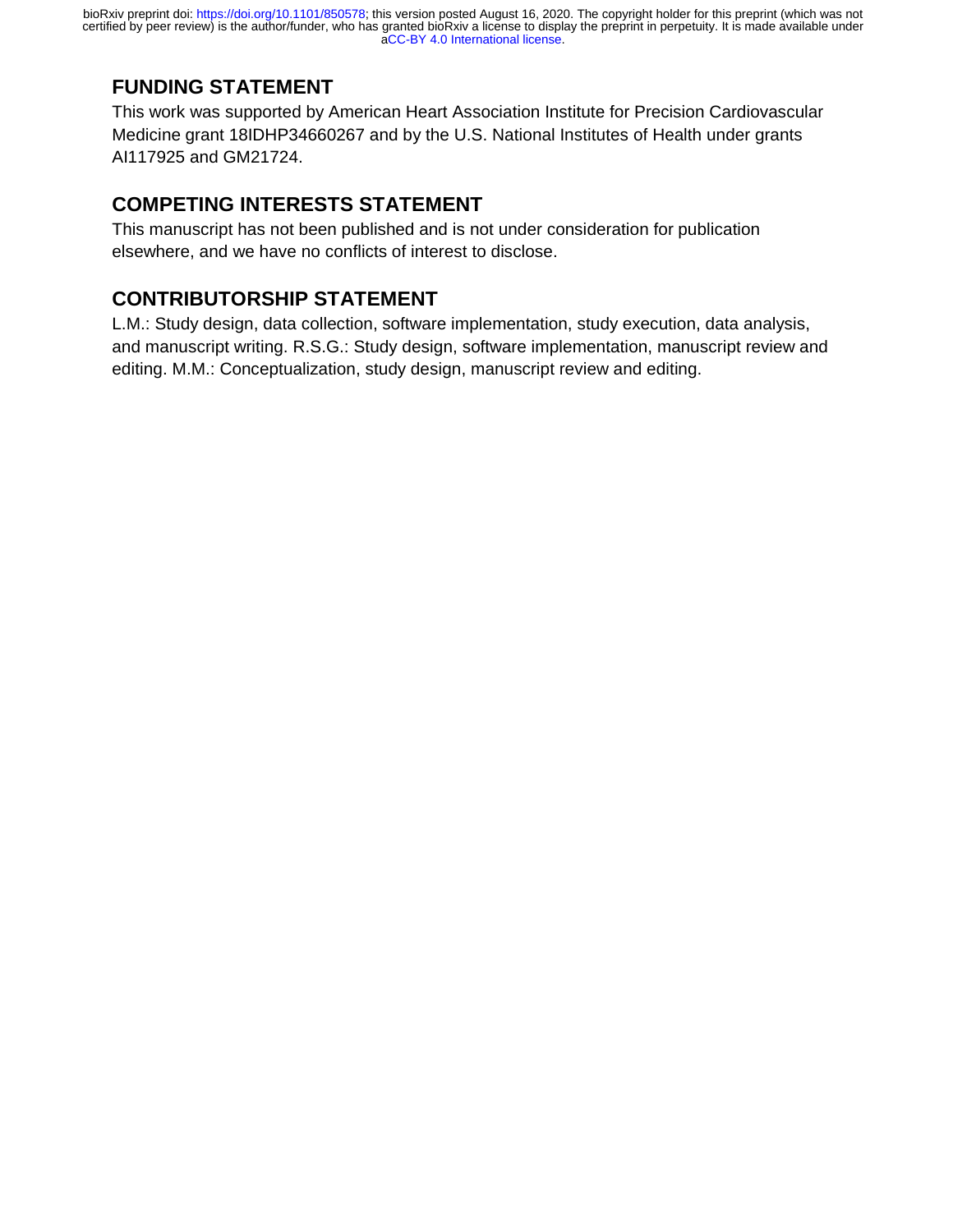## FUNDING STATEMENT

This work was supported by American Heart Association Institute for Precision Cardiovascular Medicine grant 18IDHP34660267 and by the U.S. National Institutes of Health under grants AI117925 and GM21724.

## COMPETING INTERESTS STATEMENT

This manuscript has not been published and is not under consideration for publication elsewhere, and we have no conflicts of interest to disclose.

## CONTRIBUTORSHIP STATEMENT

L.M.: Study design, data collection, software implementation, study execution, data analysis, and manuscript writing. R.S.G.: Study design, software implementation, manuscript review and editing. M.M.: Conceptualization, study design, manuscript review and editing.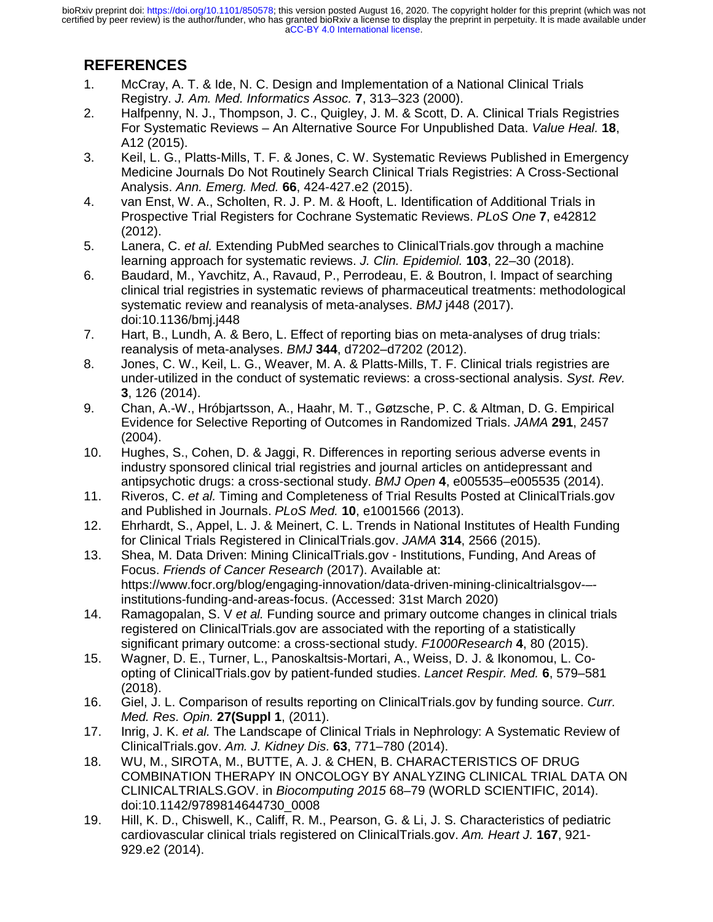## REFERENCES

1. McCray, A. T. & Ide, N. C. Design and Implementation of a National Clinical Trials Registry. *J. Am. Med. Informatics Assoc.* **7**, 313–323 (2000).
2. Halfpenny, N. J., Thompson, J. C., Quigley, J. M. & Scott, D. A. Clinical Trials Registries For Systematic Reviews – An Alternative Source For Unpublished Data. *Value Heal.* **18**, A12 (2015).
3. Keil, L. G., Platts-Mills, T. F. & Jones, C. W. Systematic Reviews Published in Emergency Medicine Journals Do Not Routinely Search Clinical Trials Registries: A Cross-Sectional Analysis. *Ann. Emerg. Med.* **66**, 424-427.e2 (2015).
4. van Enst, W. A., Scholten, R. J. P. M. & Hooft, L. Identification of Additional Trials in Prospective Trial Registers for Cochrane Systematic Reviews. *PLoS One* **7**, e42812 (2012).
5. Lanera, C. *et al.* Extending PubMed searches to ClinicalTrials.gov through a machine learning approach for systematic reviews. *J. Clin. Epidemiol.* **103**, 22–30 (2018).
6. Baudard, M., Yavchitz, A., Ravaud, P., Perrodeau, E. & Boutron, I. Impact of searching clinical trial registries in systematic reviews of pharmaceutical treatments: methodological systematic review and reanalysis of meta-analyses. *BMJ* j448 (2017). doi:10.1136/bmj.j448
7. Hart, B., Lundh, A. & Bero, L. Effect of reporting bias on meta-analyses of drug trials: reanalysis of meta-analyses. *BMJ* **344**, d7202–d7202 (2012).
8. Jones, C. W., Keil, L. G., Weaver, M. A. & Platts-Mills, T. F. Clinical trials registries are under-utilized in the conduct of systematic reviews: a cross-sectional analysis. *Syst. Rev.* **3**, 126 (2014).
9. Chan, A.-W., Hróbjartsson, A., Haahr, M. T., Gøtzsche, P. C. & Altman, D. G. Empirical Evidence for Selective Reporting of Outcomes in Randomized Trials. *JAMA* **291**, 2457 (2004).
10. Hughes, S., Cohen, D. & Jaggi, R. Differences in reporting serious adverse events in industry sponsored clinical trial registries and journal articles on antidepressant and antipsychotic drugs: a cross-sectional study. *BMJ Open* **4**, e005535–e005535 (2014).
11. Riveros, C. *et al.* Timing and Completeness of Trial Results Posted at ClinicalTrials.gov and Published in Journals. *PLoS Med.* **10**, e1001566 (2013).
12. Ehrhardt, S., Appel, L. J. & Meinert, C. L. Trends in National Institutes of Health Funding for Clinical Trials Registered in ClinicalTrials.gov. *JAMA* **314**, 2566 (2015).
13. Shea, M. Data Driven: Mining ClinicalTrials.gov - Institutions, Funding, And Areas of Focus. *Friends of Cancer Research* (2017). Available at: https://www.focr.org/blog/engaging-innovation/data-driven-mining-clinicaltrialsgov-–-institutions-funding-and-areas-focus. (Accessed: 31st March 2020)
14. Ramagopalan, S. V *et al.* Funding source and primary outcome changes in clinical trials registered on ClinicalTrials.gov are associated with the reporting of a statistically significant primary outcome: a cross-sectional study. *F1000Research* **4**, 80 (2015).
15. Wagner, D. E., Turner, L., Panoskaltsis-Mortari, A., Weiss, D. J. & Ikonomou, L. Co-opting of ClinicalTrials.gov by patient-funded studies. *Lancet Respir. Med.* **6**, 579–581 (2018).
16. Giel, J. L. Comparison of results reporting on ClinicalTrials.gov by funding source. *Curr. Med. Res. Opin.* **27(Suppl 1**, (2011).
17. Inrig, J. K. *et al.* The Landscape of Clinical Trials in Nephrology: A Systematic Review of ClinicalTrials.gov. *Am. J. Kidney Dis.* **63**, 771–780 (2014).
18. WU, M., SIROTA, M., BUTTE, A. J. & CHEN, B. CHARACTERISTICS OF DRUG COMBINATION THERAPY IN ONCOLOGY BY ANALYZING CLINICAL TRIAL DATA ON CLINICALTRIALS.GOV. in *Biocomputing 2015* 68–79 (WORLD SCIENTIFIC, 2014). doi:10.1142/9789814644730_0008
19. Hill, K. D., Chiswell, K., Califf, R. M., Pearson, G. & Li, J. S. Characteristics of pediatric cardiovascular clinical trials registered on ClinicalTrials.gov. *Am. Heart J.* **167**, 921-929.e2 (2014).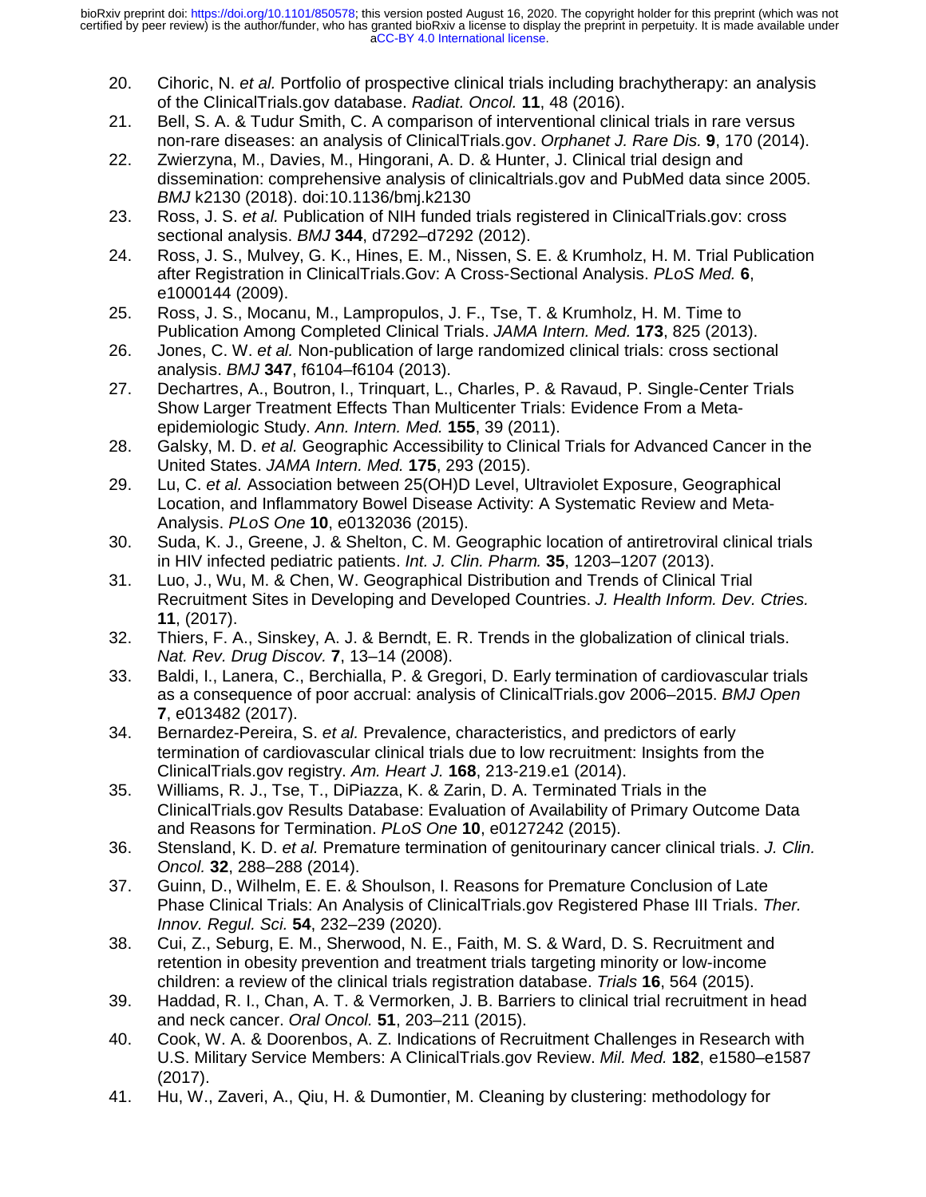20. Cihoric, N. *et al.* Portfolio of prospective clinical trials including brachytherapy: an analysis of the ClinicalTrials.gov database. *Radiat. Oncol.* **11**, 48 (2016).
21. Bell, S. A. & Tudur Smith, C. A comparison of interventional clinical trials in rare versus non-rare diseases: an analysis of ClinicalTrials.gov. *Orphanet J. Rare Dis.* **9**, 170 (2014).
22. Zwierzyna, M., Davies, M., Hingorani, A. D. & Hunter, J. Clinical trial design and dissemination: comprehensive analysis of clinicaltrials.gov and PubMed data since 2005. *BMJ* k2130 (2018). doi:10.1136/bmj.k2130
23. Ross, J. S. *et al.* Publication of NIH funded trials registered in ClinicalTrials.gov: cross sectional analysis. *BMJ* **344**, d7292–d7292 (2012).
24. Ross, J. S., Mulvey, G. K., Hines, E. M., Nissen, S. E. & Krumholz, H. M. Trial Publication after Registration in ClinicalTrials.Gov: A Cross-Sectional Analysis. *PLoS Med.* **6**, e1000144 (2009).
25. Ross, J. S., Mocanu, M., Lampropulos, J. F., Tse, T. & Krumholz, H. M. Time to Publication Among Completed Clinical Trials. *JAMA Intern. Med.* **173**, 825 (2013).
26. Jones, C. W. *et al.* Non-publication of large randomized clinical trials: cross sectional analysis. *BMJ* **347**, f6104–f6104 (2013).
27. Dechartres, A., Boutron, I., Trinquart, L., Charles, P. & Ravaud, P. Single-Center Trials Show Larger Treatment Effects Than Multicenter Trials: Evidence From a Meta-epidemiologic Study. *Ann. Intern. Med.* **155**, 39 (2011).
28. Galsky, M. D. *et al.* Geographic Accessibility to Clinical Trials for Advanced Cancer in the United States. *JAMA Intern. Med.* **175**, 293 (2015).
29. Lu, C. *et al.* Association between 25(OH)D Level, Ultraviolet Exposure, Geographical Location, and Inflammatory Bowel Disease Activity: A Systematic Review and Meta-Analysis. *PLoS One* **10**, e0132036 (2015).
30. Suda, K. J., Greene, J. & Shelton, C. M. Geographic location of antiretroviral clinical trials in HIV infected pediatric patients. *Int. J. Clin. Pharm.* **35**, 1203–1207 (2013).
31. Luo, J., Wu, M. & Chen, W. Geographical Distribution and Trends of Clinical Trial Recruitment Sites in Developing and Developed Countries. *J. Health Inform. Dev. Ctries.* **11**, (2017).
32. Thiers, F. A., Sinskey, A. J. & Berndt, E. R. Trends in the globalization of clinical trials. *Nat. Rev. Drug Discov.* **7**, 13–14 (2008).
33. Baldi, I., Lanera, C., Berchialla, P. & Gregori, D. Early termination of cardiovascular trials as a consequence of poor accrual: analysis of ClinicalTrials.gov 2006–2015. *BMJ Open* **7**, e013482 (2017).
34. Bernardez-Pereira, S. *et al.* Prevalence, characteristics, and predictors of early termination of cardiovascular clinical trials due to low recruitment: Insights from the ClinicalTrials.gov registry. *Am. Heart J.* **168**, 213-219.e1 (2014).
35. Williams, R. J., Tse, T., DiPiazza, K. & Zarin, D. A. Terminated Trials in the ClinicalTrials.gov Results Database: Evaluation of Availability of Primary Outcome Data and Reasons for Termination. *PLoS One* **10**, e0127242 (2015).
36. Stensland, K. D. *et al.* Premature termination of genitourinary cancer clinical trials. *J. Clin. Oncol.* **32**, 288–288 (2014).
37. Guinn, D., Wilhelm, E. E. & Shoulson, I. Reasons for Premature Conclusion of Late Phase Clinical Trials: An Analysis of ClinicalTrials.gov Registered Phase III Trials. *Ther. Innov. Regul. Sci.* **54**, 232–239 (2020).
38. Cui, Z., Seburg, E. M., Sherwood, N. E., Faith, M. S. & Ward, D. S. Recruitment and retention in obesity prevention and treatment trials targeting minority or low-income children: a review of the clinical trials registration database. *Trials* **16**, 564 (2015).
39. Haddad, R. I., Chan, A. T. & Vermorken, J. B. Barriers to clinical trial recruitment in head and neck cancer. *Oral Oncol.* **51**, 203–211 (2015).
40. Cook, W. A. & Doorenbos, A. Z. Indications of Recruitment Challenges in Research with U.S. Military Service Members: A ClinicalTrials.gov Review. *Mil. Med.* **182**, e1580–e1587 (2017).
41. Hu, W., Zaveri, A., Qiu, H. & Dumontier, M. Cleaning by clustering: methodology for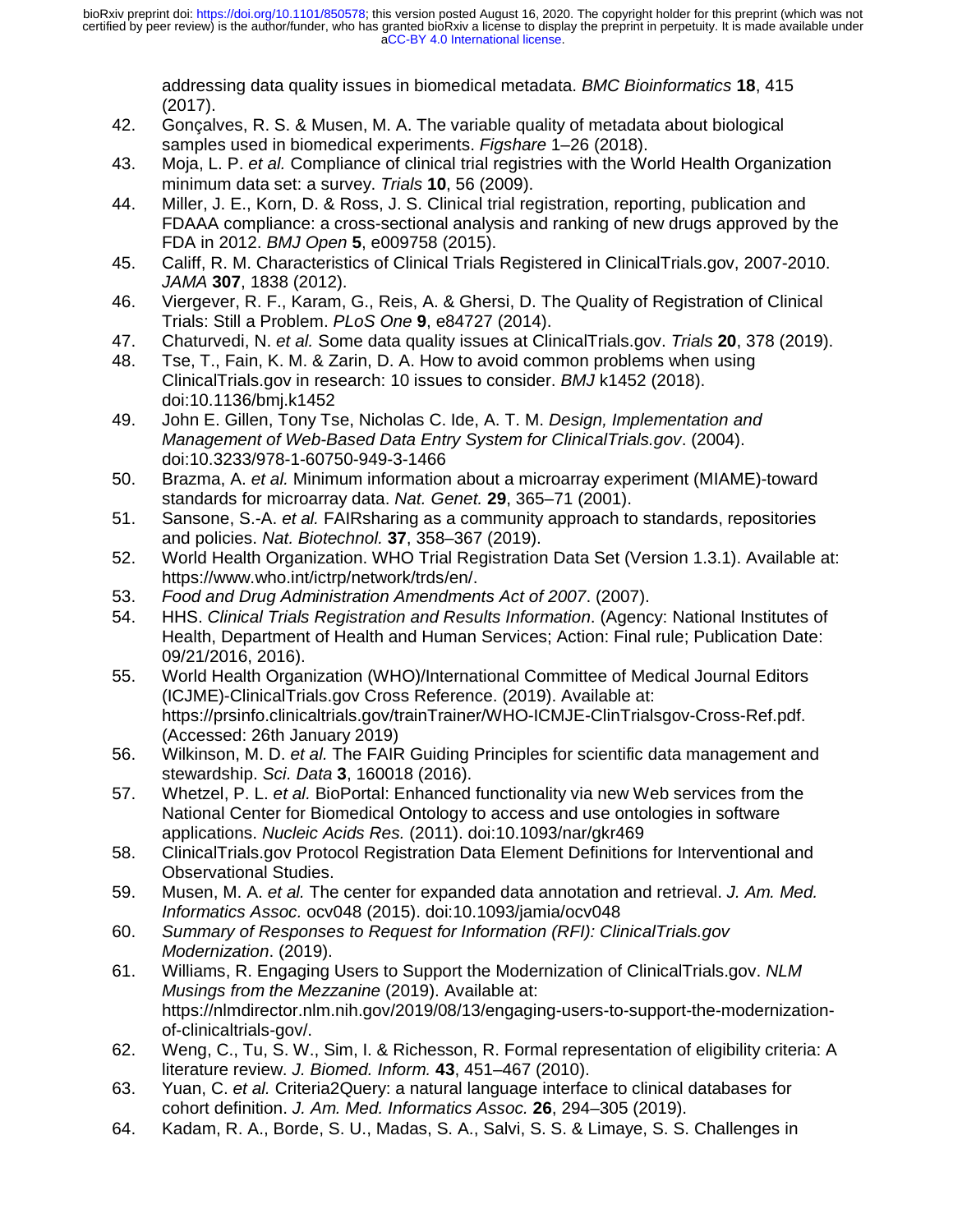addressing data quality issues in biomedical metadata. *BMC Bioinformatics* **18**, 415 (2017).

42. Gonçalves, R. S. & Musen, M. A. The variable quality of metadata about biological samples used in biomedical experiments. *Figshare* 1–26 (2018).
43. Moja, L. P. *et al.* Compliance of clinical trial registries with the World Health Organization minimum data set: a survey. *Trials* **10**, 56 (2009).
44. Miller, J. E., Korn, D. & Ross, J. S. Clinical trial registration, reporting, publication and FDAAA compliance: a cross-sectional analysis and ranking of new drugs approved by the FDA in 2012. *BMJ Open* **5**, e009758 (2015).
45. Califf, R. M. Characteristics of Clinical Trials Registered in ClinicalTrials.gov, 2007-2010. *JAMA* **307**, 1838 (2012).
46. Viergever, R. F., Karam, G., Reis, A. & Ghersi, D. The Quality of Registration of Clinical Trials: Still a Problem. *PLoS One* **9**, e84727 (2014).
47. Chaturvedi, N. *et al.* Some data quality issues at ClinicalTrials.gov. *Trials* **20**, 378 (2019).
48. Tse, T., Fain, K. M. & Zarin, D. A. How to avoid common problems when using ClinicalTrials.gov in research: 10 issues to consider. *BMJ* k1452 (2018). doi:10.1136/bmj.k1452
49. John E. Gillen, Tony Tse, Nicholas C. Ide, A. T. M. *Design, Implementation and Management of Web-Based Data Entry System for ClinicalTrials.gov*. (2004). doi:10.3233/978-1-60750-949-3-1466
50. Brazma, A. *et al.* Minimum information about a microarray experiment (MIAME)-toward standards for microarray data. *Nat. Genet.* **29**, 365–71 (2001).
51. Sansone, S.-A. *et al.* FAIRsharing as a community approach to standards, repositories and policies. *Nat. Biotechnol.* **37**, 358–367 (2019).
52. World Health Organization. WHO Trial Registration Data Set (Version 1.3.1). Available at: https://www.who.int/ictrp/network/trds/en/.
53. *Food and Drug Administration Amendments Act of 2007*. (2007).
54. HHS. *Clinical Trials Registration and Results Information*. (Agency: National Institutes of Health, Department of Health and Human Services; Action: Final rule; Publication Date: 09/21/2016, 2016).
55. World Health Organization (WHO)/International Committee of Medical Journal Editors (ICJME)-ClinicalTrials.gov Cross Reference. (2019). Available at: https://prsinfo.clinicaltrials.gov/trainTrainer/WHO-ICMJE-ClinTrialsgov-Cross-Ref.pdf. (Accessed: 26th January 2019)
56. Wilkinson, M. D. *et al.* The FAIR Guiding Principles for scientific data management and stewardship. *Sci. Data* **3**, 160018 (2016).
57. Whetzel, P. L. *et al.* BioPortal: Enhanced functionality via new Web services from the National Center for Biomedical Ontology to access and use ontologies in software applications. *Nucleic Acids Res.* (2011). doi:10.1093/nar/gkr469
58. ClinicalTrials.gov Protocol Registration Data Element Definitions for Interventional and Observational Studies.
59. Musen, M. A. *et al.* The center for expanded data annotation and retrieval. *J. Am. Med. Informatics Assoc.* ocv048 (2015). doi:10.1093/jamia/ocv048
60. *Summary of Responses to Request for Information (RFI): ClinicalTrials.gov Modernization*. (2019).
61. Williams, R. Engaging Users to Support the Modernization of ClinicalTrials.gov. *NLM Musings from the Mezzanine* (2019). Available at: https://nlmdirector.nlm.nih.gov/2019/08/13/engaging-users-to-support-the-modernization-of-clinicaltrials-gov/.
62. Weng, C., Tu, S. W., Sim, I. & Richesson, R. Formal representation of eligibility criteria: A literature review. *J. Biomed. Inform.* **43**, 451–467 (2010).
63. Yuan, C. *et al.* Criteria2Query: a natural language interface to clinical databases for cohort definition. *J. Am. Med. Informatics Assoc.* **26**, 294–305 (2019).
64. Kadam, R. A., Borde, S. U., Madas, S. A., Salvi, S. S. & Limaye, S. S. Challenges in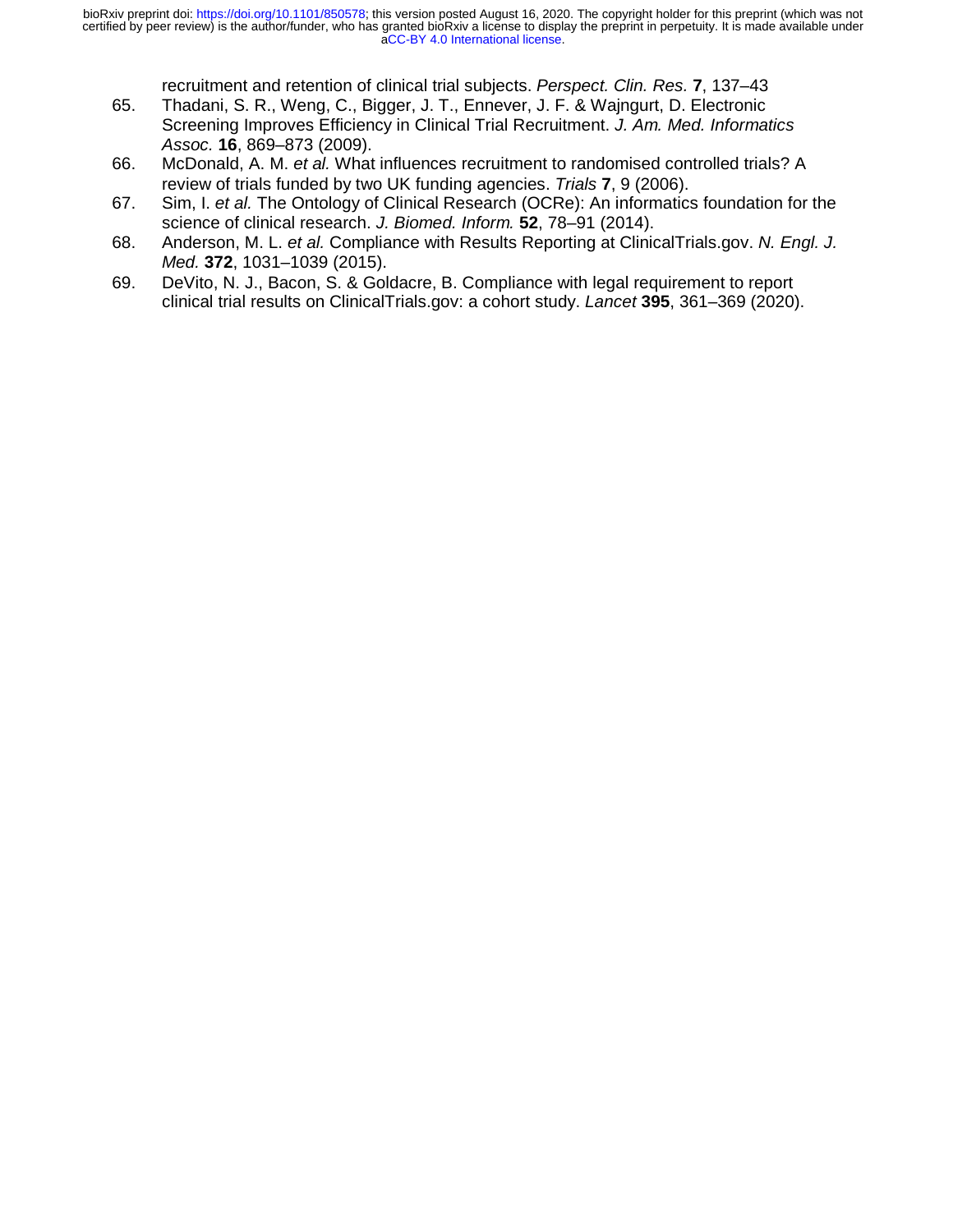recruitment and retention of clinical trial subjects. *Perspect. Clin. Res.* **7**, 137–43

65. Thadani, S. R., Weng, C., Bigger, J. T., Ennever, J. F. & Wajngurt, D. Electronic Screening Improves Efficiency in Clinical Trial Recruitment. *J. Am. Med. Informatics Assoc.* **16**, 869–873 (2009).
66. McDonald, A. M. *et al.* What influences recruitment to randomised controlled trials? A review of trials funded by two UK funding agencies. *Trials* **7**, 9 (2006).
67. Sim, I. *et al.* The Ontology of Clinical Research (OCRe): An informatics foundation for the science of clinical research. *J. Biomed. Inform.* **52**, 78–91 (2014).
68. Anderson, M. L. *et al.* Compliance with Results Reporting at ClinicalTrials.gov. *N. Engl. J. Med.* **372**, 1031–1039 (2015).
69. DeVito, N. J., Bacon, S. & Goldacre, B. Compliance with legal requirement to report clinical trial results on ClinicalTrials.gov: a cohort study. *Lancet* **395**, 361–369 (2020).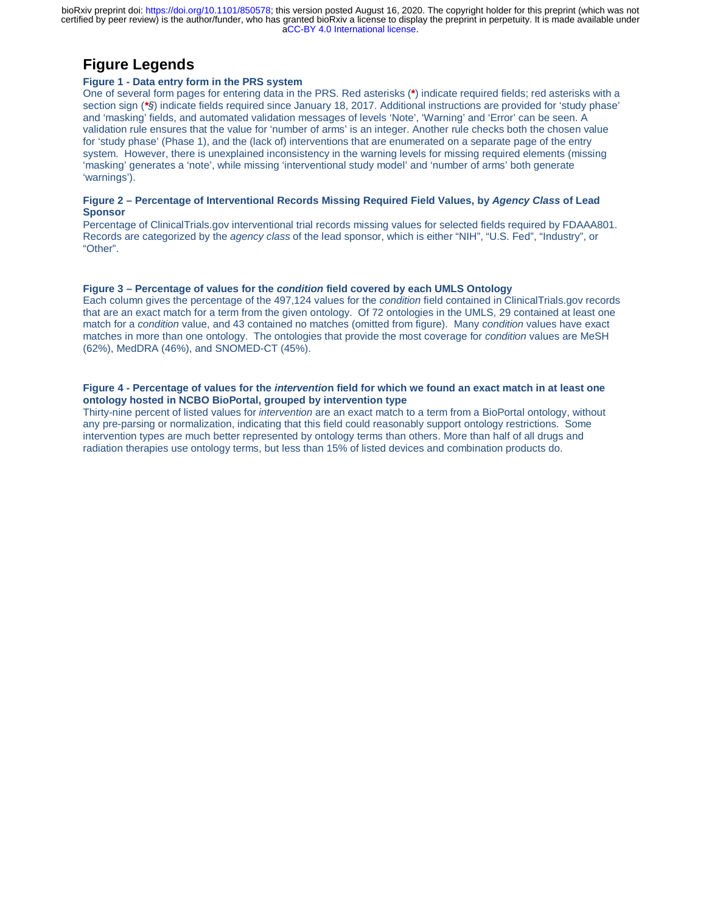# Figure Legends

**Figure 1 - Data entry form in the PRS system**

One of several form pages for entering data in the PRS. Red asterisks (*) indicate required fields; red asterisks with a section sign (*§) indicate fields required since January 18, 2017. Additional instructions are provided for 'study phase' and 'masking' fields, and automated validation messages of levels 'Note', 'Warning' and 'Error' can be seen. A validation rule ensures that the value for 'number of arms' is an integer. Another rule checks both the chosen value for 'study phase' (Phase 1), and the (lack of) interventions that are enumerated on a separate page of the entry system. However, there is unexplained inconsistency in the warning levels for missing required elements (missing 'masking' generates a 'note', while missing 'interventional study model' and 'number of arms' both generate 'warnings').

**Figure 2 – Percentage of Interventional Records Missing Required Field Values, by *Agency Class* of Lead Sponsor**

Percentage of ClinicalTrials.gov interventional trial records missing values for selected fields required by FDAAA801. Records are categorized by the *agency class* of the lead sponsor, which is either "NIH", "U.S. Fed", "Industry", or "Other".

**Figure 3 – Percentage of values for the *condition* field covered by each UMLS Ontology**

Each column gives the percentage of the 497,124 values for the *condition* field contained in ClinicalTrials.gov records that are an exact match for a term from the given ontology. Of 72 ontologies in the UMLS, 29 contained at least one match for a *condition* value, and 43 contained no matches (omitted from figure). Many *condition* values have exact matches in more than one ontology. The ontologies that provide the most coverage for *condition* values are MeSH (62%), MedDRA (46%), and SNOMED-CT (45%).

**Figure 4 - Percentage of values for the *intervention* field for which we found an exact match in at least one ontology hosted in NCBO BioPortal, grouped by intervention type**

Thirty-nine percent of listed values for *intervention* are an exact match to a term from a BioPortal ontology, without any pre-parsing or normalization, indicating that this field could reasonably support ontology restrictions. Some intervention types are much better represented by ontology terms than others. More than half of all drugs and radiation therapies use ontology terms, but less than 15% of listed devices and combination products do.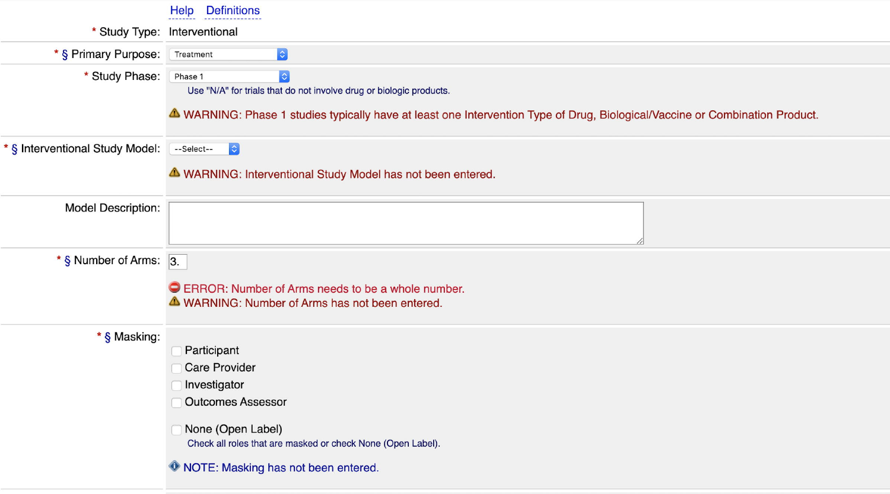Help Definitions

| Field | Value |
| --- | --- |
| * Study Type: | Interventional |
| * § Primary Purpose: | Treatment |
| * Study Phase: | Phase 1<br>Use "N/A" for trials that do not involve drug or biologic products.<br>⚠ WARNING: Phase 1 studies typically have at least one Intervention Type of Drug, Biological/Vaccine or Combination Product. |
| * § Interventional Study Model: | --Select--<br>⚠ WARNING: Interventional Study Model has not been entered. |
| Model Description: | |
| * § Number of Arms: | 3.<br>ERROR: Number of Arms needs to be a whole number.<br>⚠ WARNING: Number of Arms has not been entered. |
| * § Masking: | ☐ Participant<br>☐ Care Provider<br>☐ Investigator<br>☐ Outcomes Assessor<br>☐ None (Open Label)<br>Check all roles that are masked or check None (Open Label).<br>NOTE: Masking has not been entered. |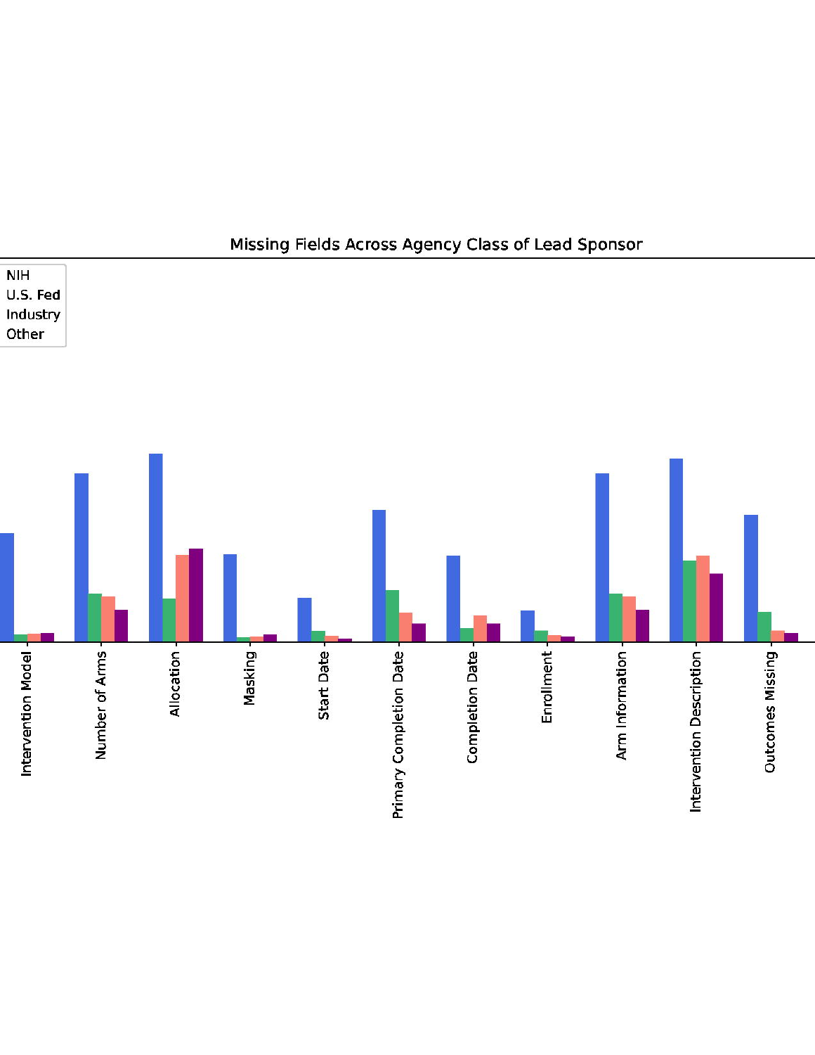Missing Fields Across Agency Class of Lead Sponsor

NIH
U.S. Fed
Industry
Other

Intervention Model
Number of Arms
Allocation
Masking
Start Date
Primary Completion Date
Completion Date
Enrollment
Arm Information
Intervention Description
Outcomes Missing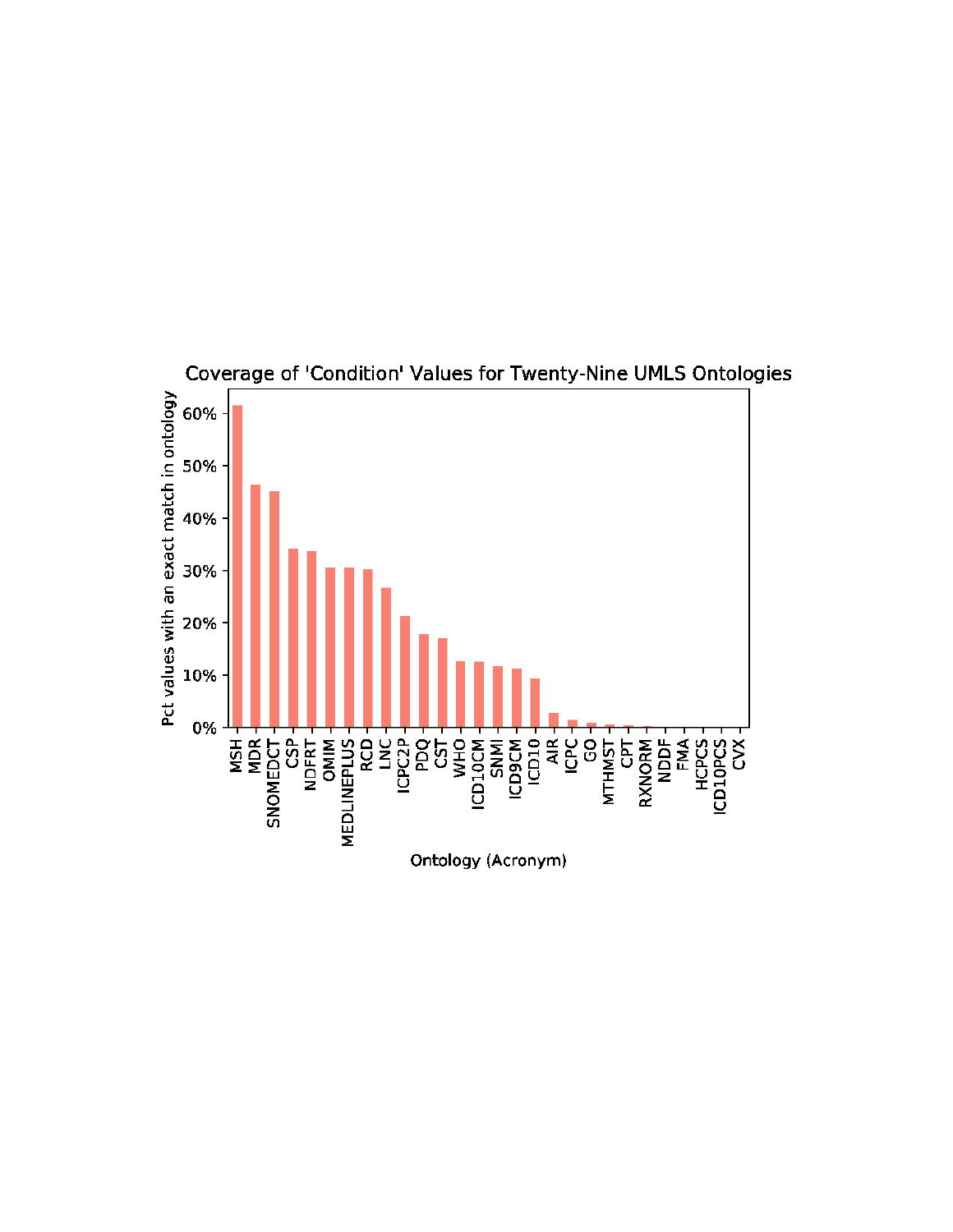Coverage of 'Condition' Values for Twenty-Nine UMLS Ontologies

Pct values with an exact match in ontology

Ontology (Acronym)

MSH, MDR, SNOMEDCT, CSP, NDFRT, OMIM, MEDLINEPLUS, RCD, LNC, ICPC2P, PDQ, CST, WHO, ICD10CM, SNMI, ICD9CM, ICD10, AIR, ICPC, GO, MTHMST, CPT, RXNORM, NDDF, FMA, HCPCS, ICD10PCS, CVX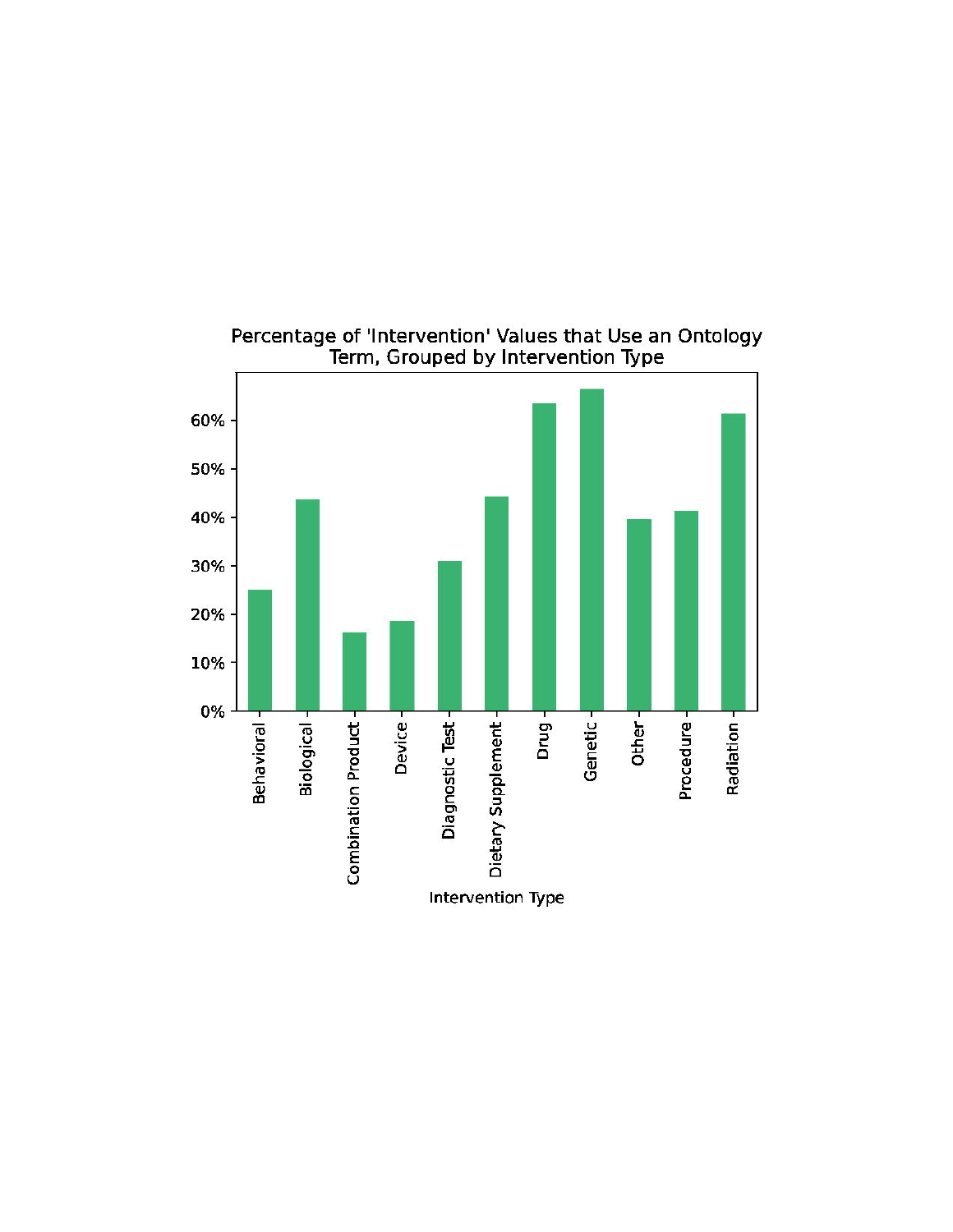Percentage of 'Intervention' Values that Use an Ontology Term, Grouped by Intervention Type

60%
50%
40%
30%
20%
10%
0%

Behavioral
Biological
Combination Product
Device
Diagnostic Test
Dietary Supplement
Drug
Genetic
Other
Procedure
Radiation

Intervention Type